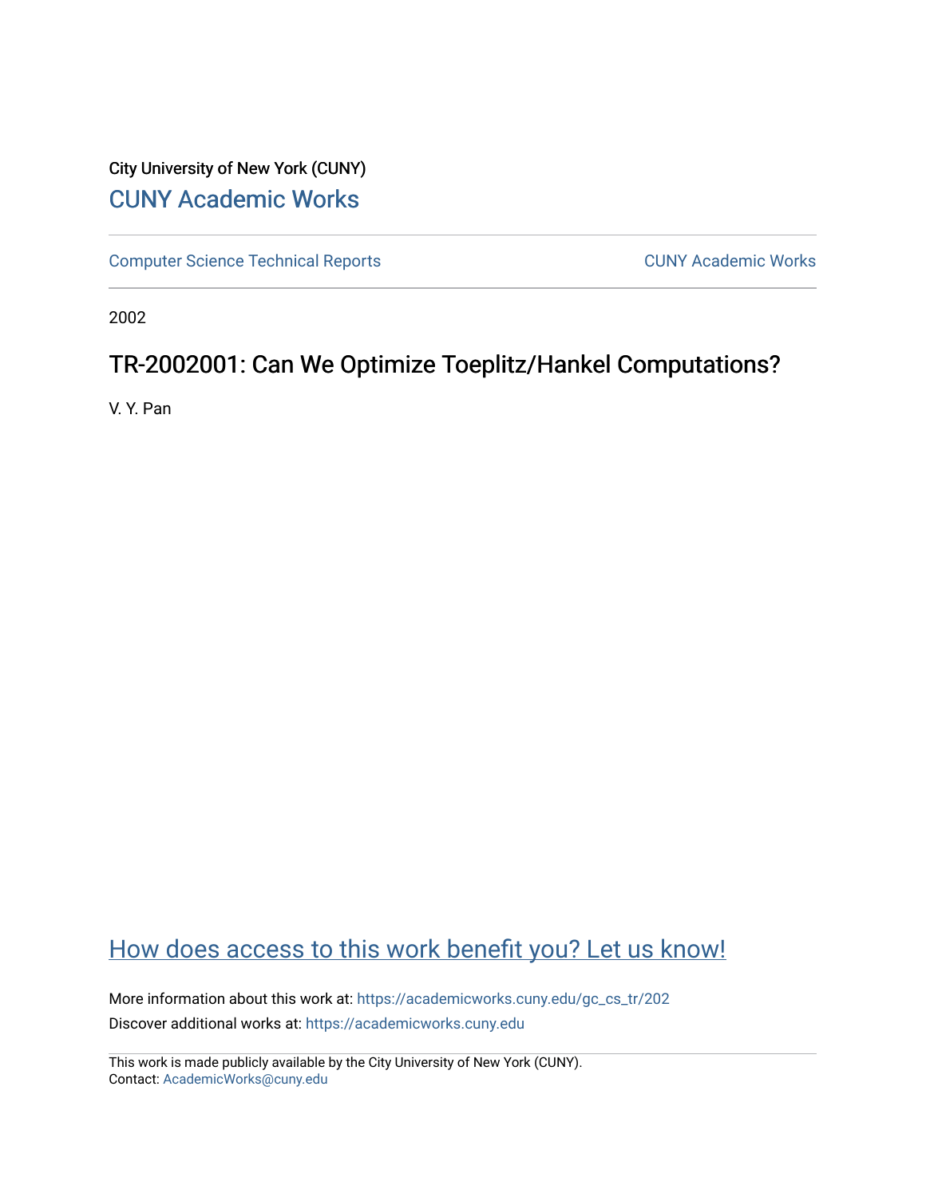City University of New York (CUNY)

[CUNY Academic Works](https://academicworks.cuny.edu)

[Computer Science Technical Reports](https://academicworks.cuny.edu/gc_cs_tr) [CUNY Academic Works](https://academicworks.cuny.edu)

2002

# TR-2002001: Can We Optimize Toeplitz/Hankel Computations?

V. Y. Pan

[How does access to this work benefit you? Let us know!](https://academicworks.cuny.edu)

More information about this work at: https://academicworks.cuny.edu/gc_cs_tr/202

Discover additional works at: https://academicworks.cuny.edu

This work is made publicly available by the City University of New York (CUNY).
Contact: AcademicWorks@cuny.edu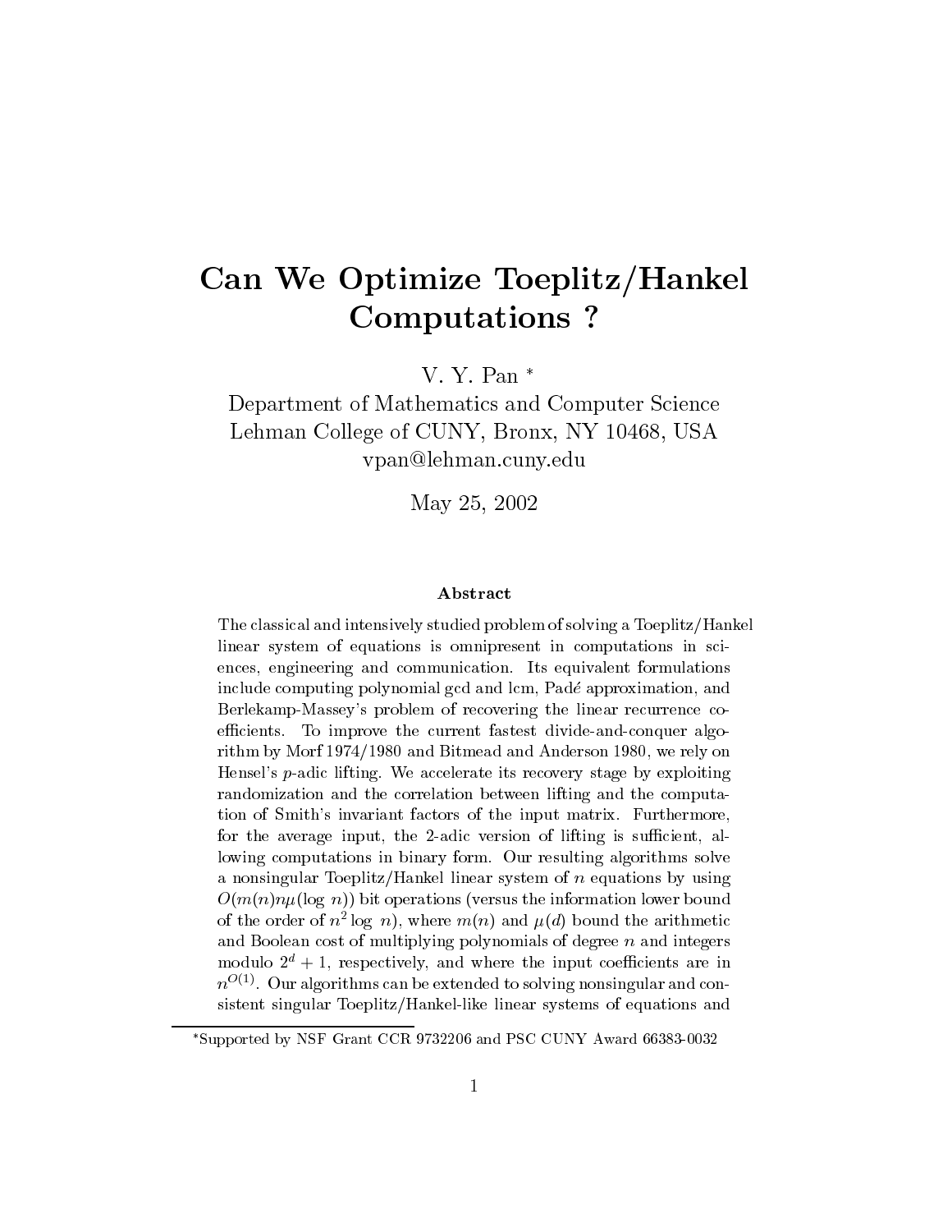# Can We Optimize Toeplitz/Hankel Computations ?

V. Y. Pan *

Department of Mathematics and Computer Science
Lehman College of CUNY, Bronx, NY 10468, USA
vpan@lehman.cuny.edu

May 25, 2002

### Abstract

The classical and intensively studied problem of solving a Toeplitz/Hankel linear system of equations is omnipresent in computations in sciences, engineering and communication. Its equivalent formulations include computing polynomial gcd and lcm, Padé approximation, and Berlekamp-Massey's problem of recovering the linear recurrence coefficients. To improve the current fastest divide-and-conquer algorithm by Morf 1974/1980 and Bitmead and Anderson 1980, we rely on Hensel's $p$-adic lifting. We accelerate its recovery stage by exploiting randomization and the correlation between lifting and the computation of Smith's invariant factors of the input matrix. Furthermore, for the average input, the 2-adic version of lifting is sufficient, allowing computations in binary form. Our resulting algorithms solve a nonsingular Toeplitz/Hankel linear system of $n$ equations by using $O(m(n)n\mu(\log n))$ bit operations (versus the information lower bound of the order of $n^2 \log n$), where $m(n)$ and $\mu(d)$ bound the arithmetic and Boolean cost of multiplying polynomials of degree $n$ and integers modulo $2^d + 1$, respectively, and where the input coefficients are in $n^{O(1)}$. Our algorithms can be extended to solving nonsingular and consistent singular Toeplitz/Hankel-like linear systems of equations and

*Supported by NSF Grant CCR 9732206 and PSC CUNY Award 66383-0032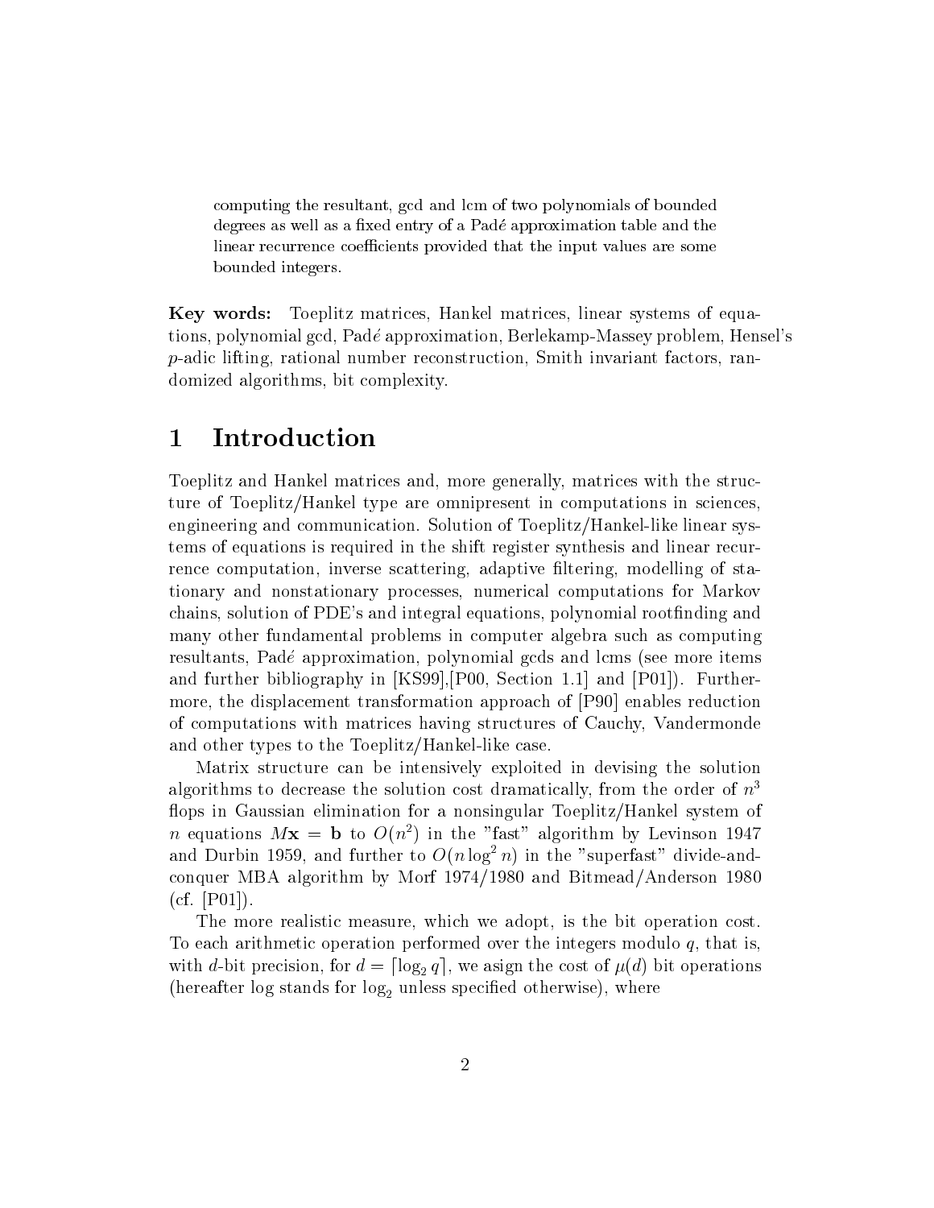computing the resultant, gcd and lcm of two polynomials of bounded degrees as well as a fixed entry of a Padé approximation table and the linear recurrence coefficients provided that the input values are some bounded integers.

**Key words:** Toeplitz matrices, Hankel matrices, linear systems of equations, polynomial gcd, Padé approximation, Berlekamp-Massey problem, Hensel's $p$-adic lifting, rational number reconstruction, Smith invariant factors, randomized algorithms, bit complexity.

# 1 Introduction

Toeplitz and Hankel matrices and, more generally, matrices with the structure of Toeplitz/Hankel type are omnipresent in computations in sciences, engineering and communication. Solution of Toeplitz/Hankel-like linear systems of equations is required in the shift register synthesis and linear recurrence computation, inverse scattering, adaptive filtering, modelling of stationary and nonstationary processes, numerical computations for Markov chains, solution of PDE's and integral equations, polynomial rootfinding and many other fundamental problems in computer algebra such as computing resultants, Padé approximation, polynomial gcds and lcms (see more items and further bibliography in [KS99],[P00, Section 1.1] and [P01]). Furthermore, the displacement transformation approach of [P90] enables reduction of computations with matrices having structures of Cauchy, Vandermonde and other types to the Toeplitz/Hankel-like case.

Matrix structure can be intensively exploited in devising the solution algorithms to decrease the solution cost dramatically, from the order of $n^3$ flops in Gaussian elimination for a nonsingular Toeplitz/Hankel system of $n$ equations $M\mathbf{x} = \mathbf{b}$ to $O(n^2)$ in the "fast" algorithm by Levinson 1947 and Durbin 1959, and further to $O(n \log^2 n)$ in the "superfast" divide-and-conquer MBA algorithm by Morf 1974/1980 and Bitmead/Anderson 1980 (cf. [P01]).

The more realistic measure, which we adopt, is the bit operation cost. To each arithmetic operation performed over the integers modulo $q$, that is, with $d$-bit precision, for $d = \lceil \log_2 q \rceil$, we asign the cost of $\mu(d)$ bit operations (hereafter log stands for $\log_2$ unless specified otherwise), where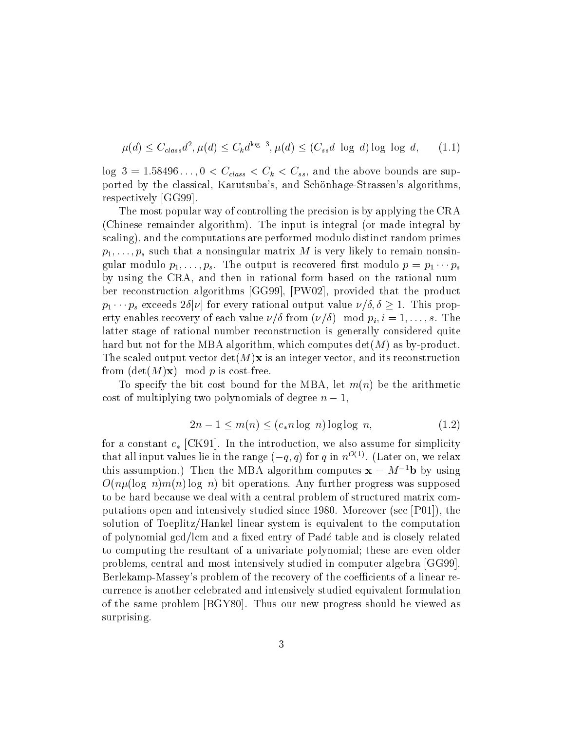$$\mu(d) \leq C_{class} d^2, \mu(d) \leq C_k d^{\log\ 3}, \mu(d) \leq (C_{ss} d\ \log\ d) \log\ \log\ d, \tag{1.1}$$

$\log\ 3 = 1.58496\ldots$, $0 < C_{class} < C_k < C_{ss}$, and the above bounds are supported by the classical, Karutsuba's, and Schönhage-Strassen's algorithms, respectively [GG99].

The most popular way of controlling the precision is by applying the CRA (Chinese remainder algorithm). The input is integral (or made integral by scaling), and the computations are performed modulo distinct random primes $p_1, \ldots, p_s$ such that a nonsingular matrix $M$ is very likely to remain nonsingular modulo $p_1, \ldots, p_s$. The output is recovered first modulo $p = p_1 \cdots p_s$ by using the CRA, and then in rational form based on the rational number reconstruction algorithms [GG99], [PW02], provided that the product $p_1 \cdots p_s$ exceeds $2\delta|\nu|$ for every rational output value $\nu/\delta, \delta \geq 1$. This property enables recovery of each value $\nu/\delta$ from $(\nu/\delta) \mod p_i, i = 1, \ldots, s$. The latter stage of rational number reconstruction is generally considered quite hard but not for the MBA algorithm, which computes $\det(M)$ as by-product. The scaled output vector $\det(M)\mathbf{x}$ is an integer vector, and its reconstruction from $(\det(M)\mathbf{x}) \mod p$ is cost-free.

To specify the bit cost bound for the MBA, let $m(n)$ be the arithmetic cost of multiplying two polynomials of degree $n - 1$,

$$2n - 1 \leq m(n) \leq (c_* n \log\ n) \log\log\ n, \tag{1.2}$$

for a constant $c_*$ [CK91]. In the introduction, we also assume for simplicity that all input values lie in the range $(-q, q)$ for $q$ in $n^{O(1)}$. (Later on, we relax this assumption.) Then the MBA algorithm computes $\mathbf{x} = M^{-1}\mathbf{b}$ by using $O(n\mu(\log\ n)m(n) \log\ n)$ bit operations. Any further progress was supposed to be hard because we deal with a central problem of structured matrix computations open and intensively studied since 1980. Moreover (see [P01]), the solution of Toeplitz/Hankel linear system is equivalent to the computation of polynomial gcd/lcm and a fixed entry of Padé table and is closely related to computing the resultant of a univariate polynomial; these are even older problems, central and most intensively studied in computer algebra [GG99]. Berlekamp-Massey's problem of the recovery of the coefficients of a linear recurrence is another celebrated and intensively studied equivalent formulation of the same problem [BGY80]. Thus our new progress should be viewed as surprising.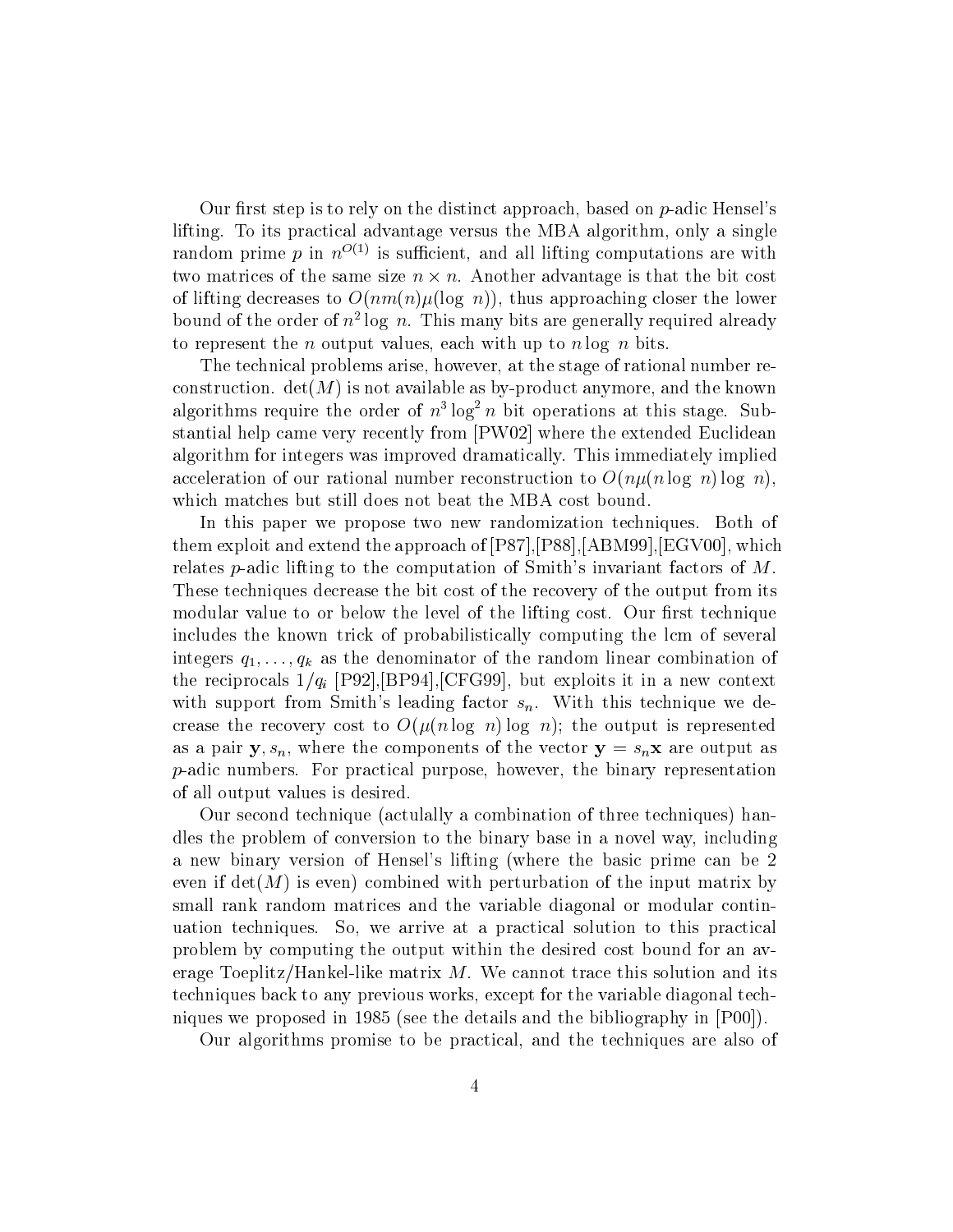Our first step is to rely on the distinct approach, based on $p$-adic Hensel's lifting. To its practical advantage versus the MBA algorithm, only a single random prime $p$ in $n^{O(1)}$ is sufficient, and all lifting computations are with two matrices of the same size $n \times n$. Another advantage is that the bit cost of lifting decreases to $O(nm(n)\mu(\log\ n))$, thus approaching closer the lower bound of the order of $n^2 \log\ n$. This many bits are generally required already to represent the $n$ output values, each with up to $n \log\ n$ bits.

The technical problems arise, however, at the stage of rational number reconstruction. $\det(M)$ is not available as by-product anymore, and the known algorithms require the order of $n^3 \log^2 n$ bit operations at this stage. Substantial help came very recently from [PW02] where the extended Euclidean algorithm for integers was improved dramatically. This immediately implied acceleration of our rational number reconstruction to $O(n\mu(n \log\ n) \log\ n)$, which matches but still does not beat the MBA cost bound.

In this paper we propose two new randomization techniques. Both of them exploit and extend the approach of [P87],[P88],[ABM99],[EGV00], which relates $p$-adic lifting to the computation of Smith's invariant factors of $M$. These techniques decrease the bit cost of the recovery of the output from its modular value to or below the level of the lifting cost. Our first technique includes the known trick of probabilistically computing the lcm of several integers $q_1, \ldots, q_k$ as the denominator of the random linear combination of the reciprocals $1/q_i$ [P92],[BP94],[CFG99], but exploits it in a new context with support from Smith's leading factor $s_n$. With this technique we decrease the recovery cost to $O(\mu(n \log\ n) \log\ n)$; the output is represented as a pair $\mathbf{y}, s_n$, where the components of the vector $\mathbf{y} = s_n \mathbf{x}$ are output as $p$-adic numbers. For practical purpose, however, the binary representation of all output values is desired.

Our second technique (actulally a combination of three techniques) handles the problem of conversion to the binary base in a novel way, including a new binary version of Hensel's lifting (where the basic prime can be 2 even if $\det(M)$ is even) combined with perturbation of the input matrix by small rank random matrices and the variable diagonal or modular continuation techniques. So, we arrive at a practical solution to this practical problem by computing the output within the desired cost bound for an average Toeplitz/Hankel-like matrix $M$. We cannot trace this solution and its techniques back to any previous works, except for the variable diagonal techniques we proposed in 1985 (see the details and the bibliography in [P00]).

Our algorithms promise to be practical, and the techniques are also of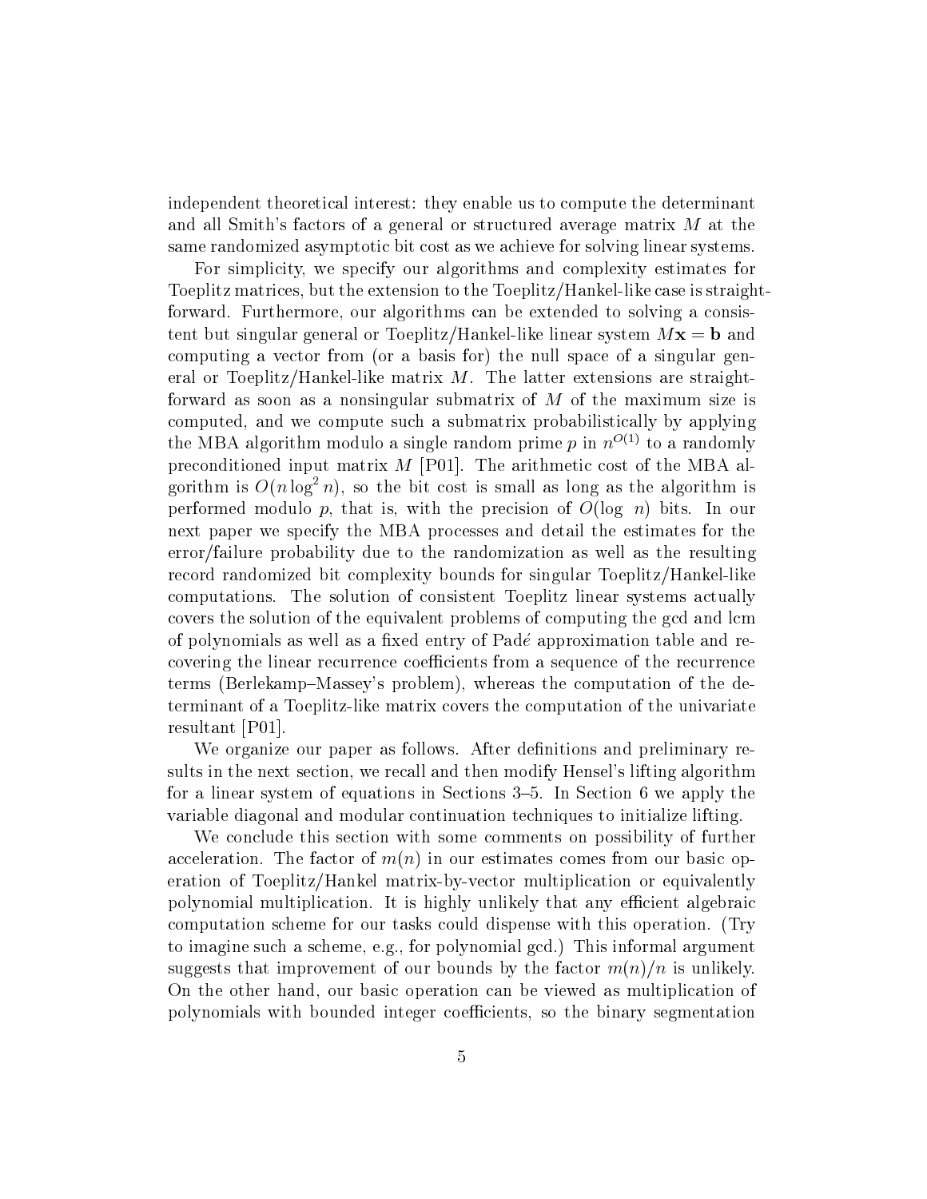independent theoretical interest: they enable us to compute the determinant and all Smith's factors of a general or structured average matrix $M$ at the same randomized asymptotic bit cost as we achieve for solving linear systems.

For simplicity, we specify our algorithms and complexity estimates for Toeplitz matrices, but the extension to the Toeplitz/Hankel-like case is straightforward. Furthermore, our algorithms can be extended to solving a consistent but singular general or Toeplitz/Hankel-like linear system $M\mathbf{x} = \mathbf{b}$ and computing a vector from (or a basis for) the null space of a singular general or Toeplitz/Hankel-like matrix $M$. The latter extensions are straightforward as soon as a nonsingular submatrix of $M$ of the maximum size is computed, and we compute such a submatrix probabilistically by applying the MBA algorithm modulo a single random prime $p$ in $n^{O(1)}$ to a randomly preconditioned input matrix $M$ [P01]. The arithmetic cost of the MBA algorithm is $O(n \log^2 n)$, so the bit cost is small as long as the algorithm is performed modulo $p$, that is, with the precision of $O(\log\ n)$ bits. In our next paper we specify the MBA processes and detail the estimates for the error/failure probability due to the randomization as well as the resulting record randomized bit complexity bounds for singular Toeplitz/Hankel-like computations. The solution of consistent Toeplitz linear systems actually covers the solution of the equivalent problems of computing the gcd and lcm of polynomials as well as a fixed entry of Padé approximation table and recovering the linear recurrence coefficients from a sequence of the recurrence terms (Berlekamp–Massey's problem), whereas the computation of the determinant of a Toeplitz-like matrix covers the computation of the univariate resultant [P01].

We organize our paper as follows. After definitions and preliminary results in the next section, we recall and then modify Hensel's lifting algorithm for a linear system of equations in Sections 3–5. In Section 6 we apply the variable diagonal and modular continuation techniques to initialize lifting.

We conclude this section with some comments on possibility of further acceleration. The factor of $m(n)$ in our estimates comes from our basic operation of Toeplitz/Hankel matrix-by-vector multiplication or equivalently polynomial multiplication. It is highly unlikely that any efficient algebraic computation scheme for our tasks could dispense with this operation. (Try to imagine such a scheme, e.g., for polynomial gcd.) This informal argument suggests that improvement of our bounds by the factor $m(n)/n$ is unlikely. On the other hand, our basic operation can be viewed as multiplication of polynomials with bounded integer coefficients, so the binary segmentation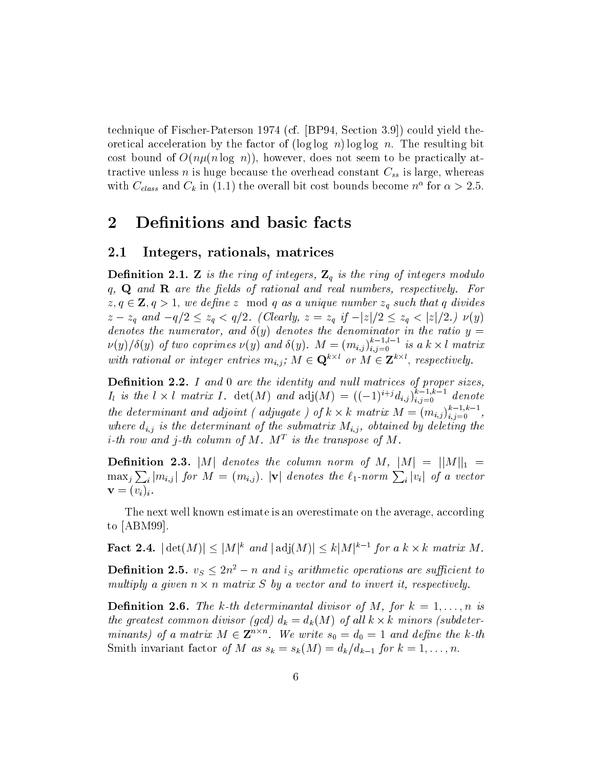technique of Fischer-Paterson 1974 (cf. [BP94, Section 3.9]) could yield theoretical acceleration by the factor of $(\log \log\ n) \log \log\ n$. The resulting bit cost bound of $O(n\mu(n \log\ n))$, however, does not seem to be practically attractive unless $n$ is huge because the overhead constant $C_{ss}$ is large, whereas with $C_{class}$ and $C_k$ in (1.1) the overall bit cost bounds become $n^{\alpha}$ for $\alpha > 2.5$.

# 2 Definitions and basic facts

## 2.1 Integers, rationals, matrices

**Definition 2.1.** *$\mathbf{Z}$ is the ring of integers, $\mathbf{Z}_q$ is the ring of integers modulo $q$, $\mathbf{Q}$ and $\mathbf{R}$ are the fields of rational and real numbers, respectively. For $z, q \in \mathbf{Z}, q > 1$, we define $z \mod q$ as a unique number $z_q$ such that $q$ divides $z - z_q$ and $-q/2 \leq z_q < q/2$. (Clearly, $z = z_q$ if $-|z|/2 \leq z_q < |z|/2$.) $\nu(y)$ denotes the numerator, and $\delta(y)$ denotes the denominator in the ratio $y = \nu(y)/\delta(y)$ of two coprimes $\nu(y)$ and $\delta(y)$. $M = (m_{i,j})_{i,j=0}^{k-1,l-1}$ is a $k \times l$ matrix with rational or integer entries $m_{i,j}$; $M \in \mathbf{Q}^{k \times l}$ or $M \in \mathbf{Z}^{k \times l}$, respectively.*

**Definition 2.2.** *$I$ and $0$ are the identity and null matrices of proper sizes, $I_l$ is the $l \times l$ matrix $I$. $\det(M)$ and $\operatorname{adj}(M) = ((-1)^{i+j} d_{i,j})_{i,j=0}^{k-1,k-1}$ denote the determinant and adjoint ( adjugate ) of $k \times k$ matrix $M = (m_{i,j})_{i,j=0}^{k-1,k-1}$, where $d_{i,j}$ is the determinant of the submatrix $M_{i,j}$, obtained by deleting the $i$-th row and $j$-th column of $M$. $M^T$ is the transpose of $M$.*

**Definition 2.3.** *$|M|$ denotes the column norm of $M$, $|M| = ||M||_1 = \max_j \sum_i |m_{i,j}|$ for $M = (m_{i,j})$. $|\mathbf{v}|$ denotes the $\ell_1$-norm $\sum_i |v_i|$ of a vector $\mathbf{v} = (v_i)_i$.*

The next well known estimate is an overestimate on the average, according to [ABM99].

**Fact 2.4.** *$|\det(M)| \leq |M|^k$ and $|\operatorname{adj}(M)| \leq k|M|^{k-1}$ for a $k \times k$ matrix $M$.*

**Definition 2.5.** *$v_S \leq 2n^2 - n$ and $i_S$ arithmetic operations are sufficient to multiply a given $n \times n$ matrix $S$ by a vector and to invert it, respectively.*

**Definition 2.6.** *The $k$-th determinantal divisor of $M$, for $k = 1, \ldots, n$ is the greatest common divisor (gcd) $d_k = d_k(M)$ of all $k \times k$ minors (subdeterminants) of a matrix $M \in \mathbf{Z}^{n \times n}$. We write $s_0 = d_0 = 1$ and define the $k$-th* Smith invariant factor *of $M$ as $s_k = s_k(M) = d_k/d_{k-1}$ for $k = 1, \ldots, n$.*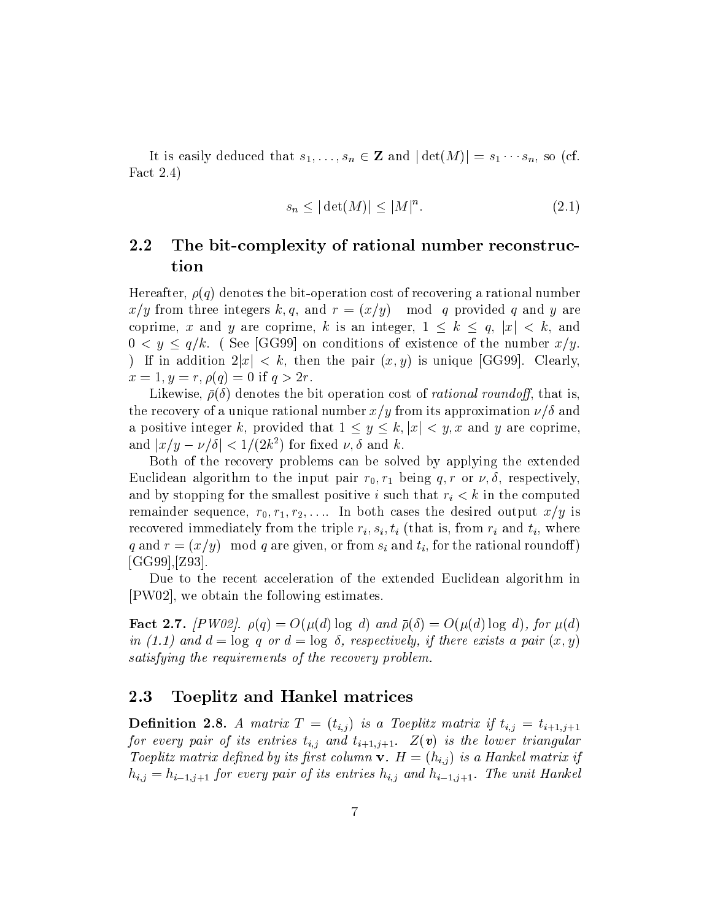It is easily deduced that $s_1, \ldots, s_n \in \mathbf{Z}$ and $|\det(M)| = s_1 \cdots s_n$, so (cf. Fact 2.4)

$$s_n \leq |\det(M)| \leq |M|^n. \tag{2.1}$$

## 2.2 The bit-complexity of rational number reconstruction

Hereafter, $\rho(q)$ denotes the bit-operation cost of recovering a rational number $x/y$ from three integers $k, q$, and $r = (x/y) \mod q$ provided $q$ and $y$ are coprime, $x$ and $y$ are coprime, $k$ is an integer, $1 \leq k \leq q$, $|x| < k$, and $0 < y \leq q/k$. ( See [GG99] on conditions of existence of the number $x/y$. ) If in addition $2|x| < k$, then the pair $(x, y)$ is unique [GG99]. Clearly, $x = 1, y = r, \rho(q) = 0$ if $q > 2r$.

Likewise, $\bar{\rho}(\delta)$ denotes the bit operation cost of *rational roundoff*, that is, the recovery of a unique rational number $x/y$ from its approximation $\nu/\delta$ and a positive integer $k$, provided that $1 \leq y \leq k, |x| < y, x$ and $y$ are coprime, and $|x/y - \nu/\delta| < 1/(2k^2)$ for fixed $\nu, \delta$ and $k$.

Both of the recovery problems can be solved by applying the extended Euclidean algorithm to the input pair $r_0, r_1$ being $q, r$ or $\nu, \delta$, respectively, and by stopping for the smallest positive $i$ such that $r_i < k$ in the computed remainder sequence, $r_0, r_1, r_2, \ldots$. In both cases the desired output $x/y$ is recovered immediately from the triple $r_i, s_i, t_i$ (that is, from $r_i$ and $t_i$, where $q$ and $r = (x/y) \mod q$ are given, or from $s_i$ and $t_i$, for the rational roundoff) [GG99],[Z93].

Due to the recent acceleration of the extended Euclidean algorithm in [PW02], we obtain the following estimates.

**Fact 2.7.** *[PW02]. $\rho(q) = O(\mu(d) \log d)$ and $\bar{\rho}(\delta) = O(\mu(d) \log d)$, for $\mu(d)$ in (1.1) and $d = \log q$ or $d = \log \delta$, respectively, if there exists a pair $(x, y)$ satisfying the requirements of the recovery problem.*

## 2.3 Toeplitz and Hankel matrices

**Definition 2.8.** *A matrix $T = (t_{i,j})$ is a Toeplitz matrix if $t_{i,j} = t_{i+1,j+1}$ for every pair of its entries $t_{i,j}$ and $t_{i+1,j+1}$. $Z(\mathbf{v})$ is the lower triangular Toeplitz matrix defined by its first column $\mathbf{v}$. $H = (h_{i,j})$ is a Hankel matrix if $h_{i,j} = h_{i-1,j+1}$ for every pair of its entries $h_{i,j}$ and $h_{i-1,j+1}$. The unit Hankel*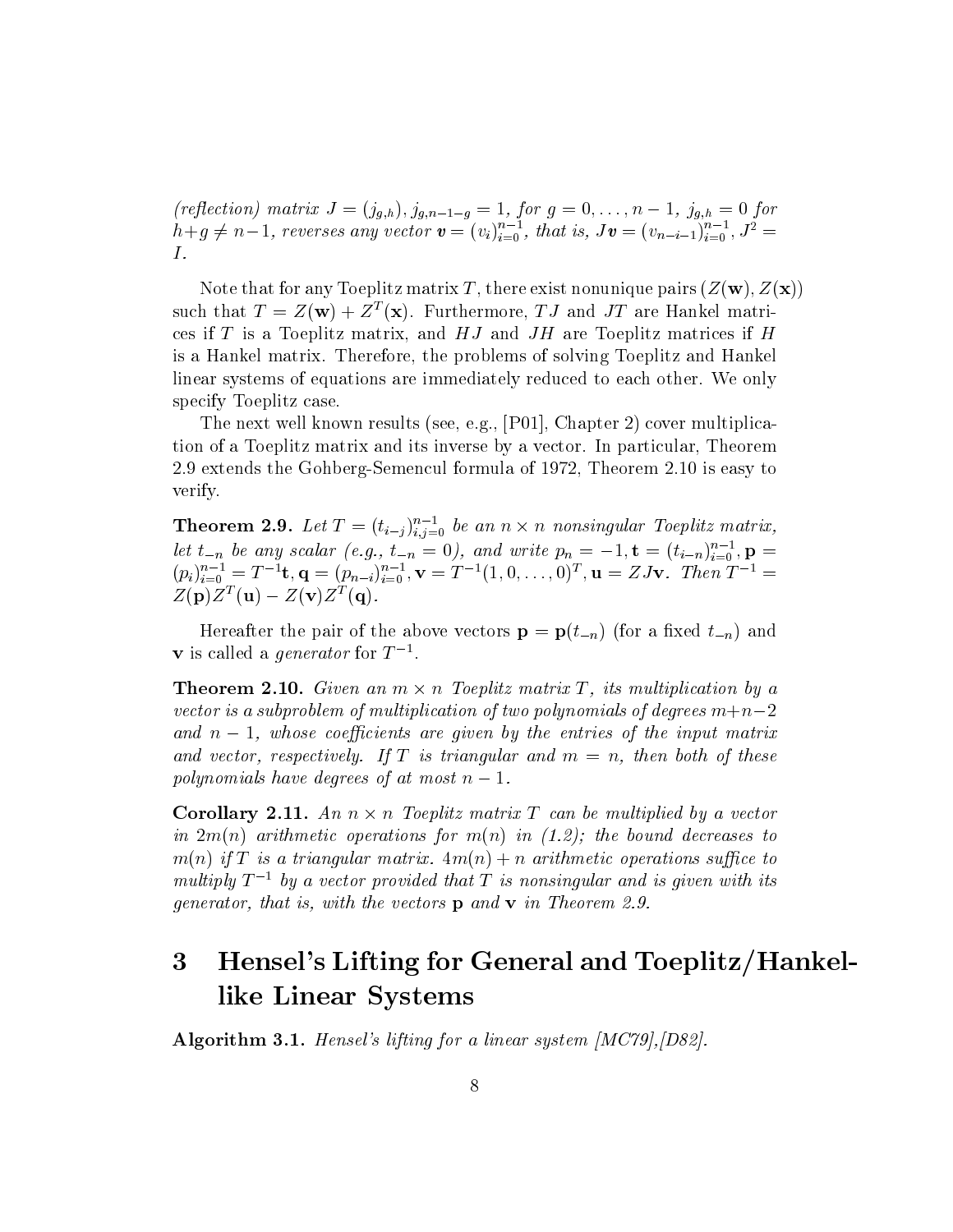*(reflection) matrix* $J = (j_{g,h})$, $j_{g,n-1-g} = 1$, *for* $g = 0, \ldots, n-1$, $j_{g,h} = 0$ *for* $h+g \neq n-1$, *reverses any vector* $\boldsymbol{v} = (v_i)_{i=0}^{n-1}$, *that is,* $J\boldsymbol{v} = (v_{n-i-1})_{i=0}^{n-1}$, $J^2 = I$.

Note that for any Toeplitz matrix $T$, there exist nonunique pairs $(Z(\mathbf{w}), Z(\mathbf{x}))$ such that $T = Z(\mathbf{w}) + Z^T(\mathbf{x})$. Furthermore, $TJ$ and $JT$ are Hankel matrices if $T$ is a Toeplitz matrix, and $HJ$ and $JH$ are Toeplitz matrices if $H$ is a Hankel matrix. Therefore, the problems of solving Toeplitz and Hankel linear systems of equations are immediately reduced to each other. We only specify Toeplitz case.

The next well known results (see, e.g., [P01], Chapter 2) cover multiplication of a Toeplitz matrix and its inverse by a vector. In particular, Theorem 2.9 extends the Gohberg-Semencul formula of 1972, Theorem 2.10 is easy to verify.

**Theorem 2.9.** *Let* $T = (t_{i-j})_{i,j=0}^{n-1}$ *be an* $n \times n$ *nonsingular Toeplitz matrix, let* $t_{-n}$ *be any scalar (e.g.,* $t_{-n} = 0$*), and write* $p_n = -1, \mathbf{t} = (t_{i-n})_{i=0}^{n-1}, \mathbf{p} = (p_i)_{i=0}^{n-1} = T^{-1}\mathbf{t}, \mathbf{q} = (p_{n-i})_{i=0}^{n-1}, \mathbf{v} = T^{-1}(1, 0, \ldots, 0)^T, \mathbf{u} = ZJ\mathbf{v}$. *Then* $T^{-1} = Z(\mathbf{p})Z^T(\mathbf{u}) - Z(\mathbf{v})Z^T(\mathbf{q})$.

Hereafter the pair of the above vectors $\mathbf{p} = \mathbf{p}(t_{-n})$ (for a fixed $t_{-n}$) and $\mathbf{v}$ is called a *generator* for $T^{-1}$.

**Theorem 2.10.** *Given an* $m \times n$ *Toeplitz matrix* $T$*, its multiplication by a vector is a subproblem of multiplication of two polynomials of degrees* $m+n-2$ *and* $n-1$*, whose coefficients are given by the entries of the input matrix and vector, respectively. If* $T$ *is triangular and* $m = n$*, then both of these polynomials have degrees of at most* $n-1$.

**Corollary 2.11.** *An* $n \times n$ *Toeplitz matrix* $T$ *can be multiplied by a vector in* $2m(n)$ *arithmetic operations for* $m(n)$ *in (1.2); the bound decreases to* $m(n)$ *if* $T$ *is a triangular matrix.* $4m(n) + n$ *arithmetic operations suffice to multiply* $T^{-1}$ *by a vector provided that* $T$ *is nonsingular and is given with its generator, that is, with the vectors* $\mathbf{p}$ *and* $\mathbf{v}$ *in Theorem 2.9.*

# 3 Hensel's Lifting for General and Toeplitz/Hankel-like Linear Systems

**Algorithm 3.1.** *Hensel's lifting for a linear system [MC79],[D82].*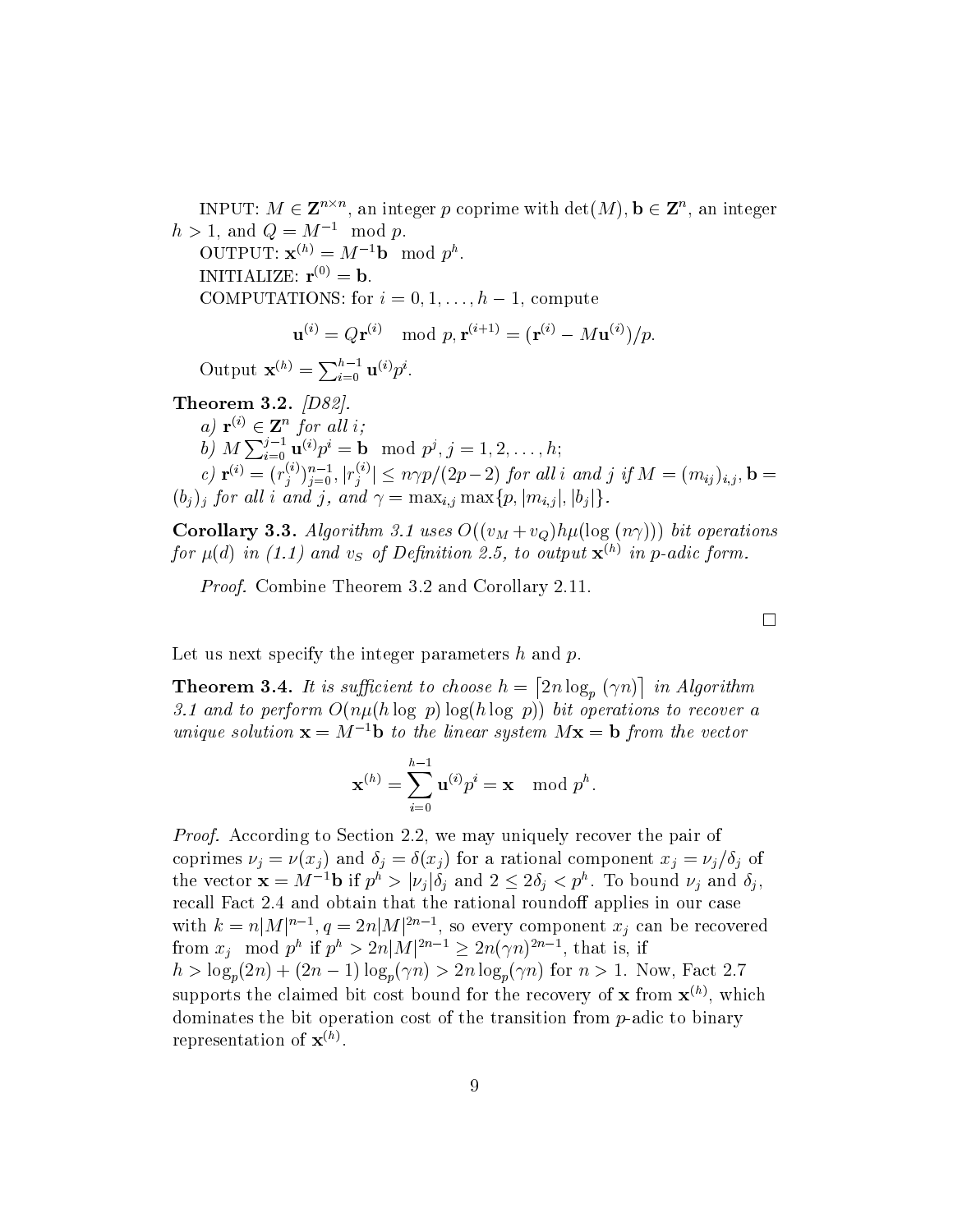INPUT: $M \in \mathbf{Z}^{n\times n}$, an integer $p$ coprime with $\det(M)$, $\mathbf{b} \in \mathbf{Z}^n$, an integer $h > 1$, and $Q = M^{-1} \mod p$.

OUTPUT: $\mathbf{x}^{(h)} = M^{-1}\mathbf{b} \mod p^h$.

INITIALIZE: $\mathbf{r}^{(0)} = \mathbf{b}$.

COMPUTATIONS: for $i = 0, 1, \ldots, h-1$, compute

$$\mathbf{u}^{(i)} = Q\mathbf{r}^{(i)} \mod p, \mathbf{r}^{(i+1)} = (\mathbf{r}^{(i)} - M\mathbf{u}^{(i)})/p.$$

Output $\mathbf{x}^{(h)} = \sum_{i=0}^{h-1} \mathbf{u}^{(i)} p^i$.

**Theorem 3.2.** *[D82].*

*a) $\mathbf{r}^{(i)} \in \mathbf{Z}^n$ for all $i$;*

*b) $M \sum_{i=0}^{j-1} \mathbf{u}^{(i)} p^i = \mathbf{b} \mod p^j$, $j = 1, 2, \ldots, h$;*

*c) $\mathbf{r}^{(i)} = (r_j^{(i)})_{j=0}^{n-1}$, $|r_j^{(i)}| \le n\gamma p/(2p-2)$ for all $i$ and $j$ if $M = (m_{ij})_{i,j}$, $\mathbf{b} = (b_j)_j$ for all $i$ and $j$, and $\gamma = \max_{i,j} \max\{p, |m_{i,j}|, |b_j|\}$.*

**Corollary 3.3.** *Algorithm 3.1 uses $O((v_M + v_Q)h\mu(\log(n\gamma)))$ bit operations for $\mu(d)$ in (1.1) and $v_S$ of Definition 2.5, to output $\mathbf{x}^{(h)}$ in $p$-adic form.*

*Proof.* Combine Theorem 3.2 and Corollary 2.11.

□

Let us next specify the integer parameters $h$ and $p$.

**Theorem 3.4.** *It is sufficient to choose $h = \lceil 2n \log_p(\gamma n) \rceil$ in Algorithm 3.1 and to perform $O(n\mu(h \log p) \log(h \log p))$ bit operations to recover a unique solution $\mathbf{x} = M^{-1}\mathbf{b}$ to the linear system $M\mathbf{x} = \mathbf{b}$ from the vector*

$$\mathbf{x}^{(h)} = \sum_{i=0}^{h-1} \mathbf{u}^{(i)} p^i = \mathbf{x} \mod p^h.$$

*Proof.* According to Section 2.2, we may uniquely recover the pair of coprimes $\nu_j = \nu(x_j)$ and $\delta_j = \delta(x_j)$ for a rational component $x_j = \nu_j/\delta_j$ of the vector $\mathbf{x} = M^{-1}\mathbf{b}$ if $p^h > |\nu_j|\delta_j$ and $2 \le 2\delta_j < p^h$. To bound $\nu_j$ and $\delta_j$, recall Fact 2.4 and obtain that the rational roundoff applies in our case with $k = n|M|^{n-1}$, $q = 2n|M|^{2n-1}$, so every component $x_j$ can be recovered from $x_j \mod p^h$ if $p^h > 2n|M|^{2n-1} \ge 2n(\gamma n)^{2n-1}$, that is, if $h > \log_p(2n) + (2n-1)\log_p(\gamma n) > 2n \log_p(\gamma n)$ for $n > 1$. Now, Fact 2.7 supports the claimed bit cost bound for the recovery of $\mathbf{x}$ from $\mathbf{x}^{(h)}$, which dominates the bit operation cost of the transition from $p$-adic to binary representation of $\mathbf{x}^{(h)}$.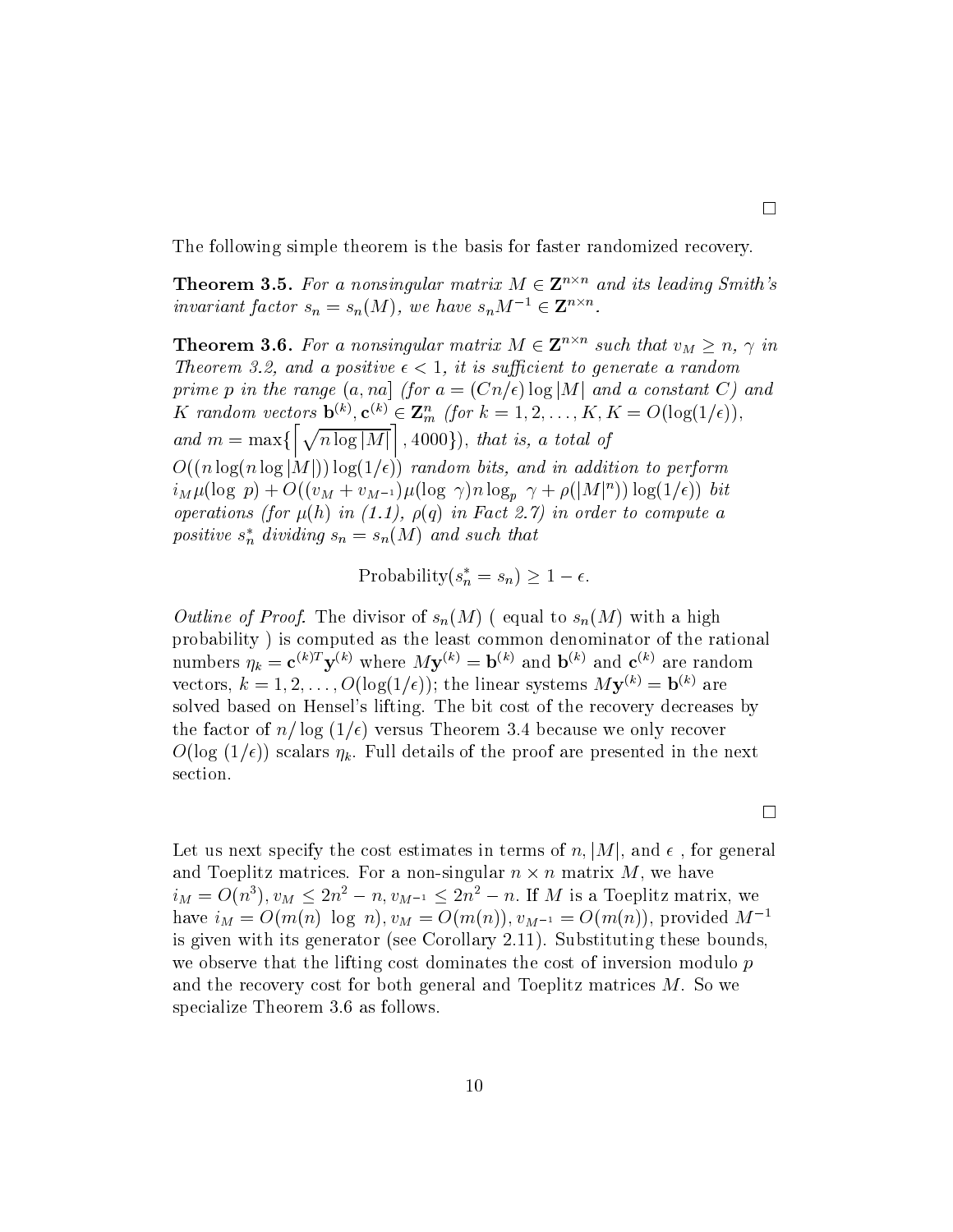□

The following simple theorem is the basis for faster randomized recovery.

**Theorem 3.5.** *For a nonsingular matrix $M \in \mathbf{Z}^{n\times n}$ and its leading Smith's invariant factor $s_n = s_n(M)$, we have $s_n M^{-1} \in \mathbf{Z}^{n\times n}$.*

**Theorem 3.6.** *For a nonsingular matrix $M \in \mathbf{Z}^{n\times n}$ such that $v_M \geq n$, $\gamma$ in Theorem 3.2, and a positive $\epsilon < 1$, it is sufficient to generate a random prime $p$ in the range $(a, na]$ (for $a = (Cn/\epsilon)\log|M|$ and a constant $C$) and $K$ random vectors $\mathbf{b}^{(k)}, \mathbf{c}^{(k)} \in \mathbf{Z}_m^n$ (for $k = 1, 2, \ldots, K$, $K = O(\log(1/\epsilon))$, and $m = \max\{\left\lceil\sqrt{n\log|M|}\right\rceil, 4000\}$), that is, a total of $O((n\log(n\log|M|))\log(1/\epsilon))$ random bits, and in addition to perform $i_M\mu(\log\ p) + O((v_M + v_{M^{-1}})\mu(\log\ \gamma)n\log_p\ \gamma + \rho(|M|^n))\log(1/\epsilon))$ bit operations (for $\mu(h)$ in (1.1), $\rho(q)$ in Fact 2.7) in order to compute a positive $s_n^*$ dividing $s_n = s_n(M)$ and such that*

$$\text{Probability}(s_n^* = s_n) \geq 1 - \epsilon.$$

*Outline of Proof.* The divisor of $s_n(M)$ ( equal to $s_n(M)$ with a high probability ) is computed as the least common denominator of the rational numbers $\eta_k = \mathbf{c}^{(k)T}\mathbf{y}^{(k)}$ where $M\mathbf{y}^{(k)} = \mathbf{b}^{(k)}$ and $\mathbf{b}^{(k)}$ and $\mathbf{c}^{(k)}$ are random vectors, $k = 1, 2, \ldots, O(\log(1/\epsilon))$; the linear systems $M\mathbf{y}^{(k)} = \mathbf{b}^{(k)}$ are solved based on Hensel's lifting. The bit cost of the recovery decreases by the factor of $n/\log(1/\epsilon)$ versus Theorem 3.4 because we only recover $O(\log(1/\epsilon))$ scalars $\eta_k$. Full details of the proof are presented in the next section.

□

Let us next specify the cost estimates in terms of $n$, $|M|$, and $\epsilon$ , for general and Toeplitz matrices. For a non-singular $n\times n$ matrix $M$, we have $i_M = O(n^3)$, $v_M \leq 2n^2 - n$, $v_{M^{-1}} \leq 2n^2 - n$. If $M$ is a Toeplitz matrix, we have $i_M = O(m(n)\ \log\ n)$, $v_M = O(m(n))$, $v_{M^{-1}} = O(m(n))$, provided $M^{-1}$ is given with its generator (see Corollary 2.11). Substituting these bounds, we observe that the lifting cost dominates the cost of inversion modulo $p$ and the recovery cost for both general and Toeplitz matrices $M$. So we specialize Theorem 3.6 as follows.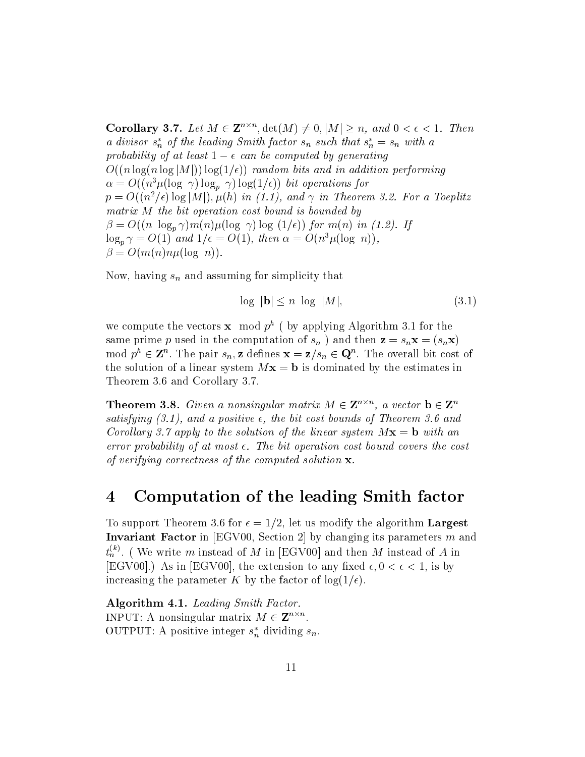**Corollary 3.7.** *Let $M \in \mathbf{Z}^{n\times n}, \det(M) \neq 0, |M| \geq n$, and $0 < \epsilon < 1$. Then a divisor $s_n^*$ of the leading Smith factor $s_n$ such that $s_n^* = s_n$ with a probability of at least $1-\epsilon$ can be computed by generating $O((n\log(n\log|M|))\log(1/\epsilon))$ random bits and in addition performing $\alpha = O((n^3\mu(\log\ \gamma)\log_p\ \gamma)\log(1/\epsilon))$ bit operations for $p = O((n^2/\epsilon)\log|M|)$, $\mu(h)$ in (1.1), and $\gamma$ in Theorem 3.2. For a Toeplitz matrix $M$ the bit operation cost bound is bounded by $\beta = O((n\ \log_p\gamma)m(n)\mu(\log\ \gamma)\log\ (1/\epsilon))$ for $m(n)$ in (1.2). If $\log_p\gamma = O(1)$ and $1/\epsilon = O(1)$, then $\alpha = O(n^3\mu(\log\ n))$, $\beta = O(m(n)n\mu(\log\ n))$.*

Now, having $s_n$ and assuming for simplicity that

$$\log\ |\mathbf{b}| \leq n\ \log\ |M|, \tag{3.1}$$

we compute the vectors $\mathbf{x} \mod p^h$ ( by applying Algorithm 3.1 for the same prime $p$ used in the computation of $s_n$ ) and then $\mathbf{z} = s_n\mathbf{x} = (s_n\mathbf{x}) \mod p^h \in \mathbf{Z}^n$. The pair $s_n, \mathbf{z}$ defines $\mathbf{x} = \mathbf{z}/s_n \in \mathbf{Q}^n$. The overall bit cost of the solution of a linear system $M\mathbf{x} = \mathbf{b}$ is dominated by the estimates in Theorem 3.6 and Corollary 3.7.

**Theorem 3.8.** *Given a nonsingular matrix $M \in \mathbf{Z}^{n\times n}$, a vector $\mathbf{b} \in \mathbf{Z}^n$ satisfying (3.1), and a positive $\epsilon$, the bit cost bounds of Theorem 3.6 and Corollary 3.7 apply to the solution of the linear system $M\mathbf{x} = \mathbf{b}$ with an error probability of at most $\epsilon$. The bit operation cost bound covers the cost of verifying correctness of the computed solution $\mathbf{x}$.*

# 4 Computation of the leading Smith factor

To support Theorem 3.6 for $\epsilon = 1/2$, let us modify the algorithm **Largest Invariant Factor** in [EGV00, Section 2] by changing its parameters $m$ and $t_n^{(k)}$. ( We write $m$ instead of $M$ in [EGV00] and then $M$ instead of $A$ in [EGV00].) As in [EGV00], the extension to any fixed $\epsilon, 0 < \epsilon < 1$, is by increasing the parameter $K$ by the factor of $\log(1/\epsilon)$.

**Algorithm 4.1.** *Leading Smith Factor.*
INPUT: A nonsingular matrix $M \in \mathbf{Z}^{n\times n}$.
OUTPUT: A positive integer $s_n^*$ dividing $s_n$.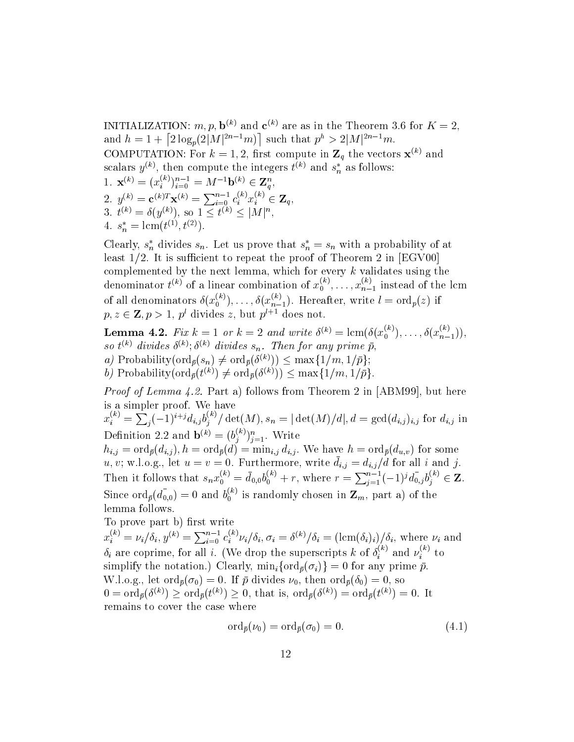INITIALIZATION: $m, p, \mathbf{b}^{(k)}$ and $\mathbf{c}^{(k)}$ are as in the Theorem 3.6 for $K = 2$, and $h = 1 + \lceil 2\log_p(2|M|^{2n-1}m)\rceil$ such that $p^h > 2|M|^{2n-1}m$.

COMPUTATION: For $k = 1, 2$, first compute in $\mathbf{Z}_q$ the vectors $\mathbf{x}^{(k)}$ and scalars $y^{(k)}$, then compute the integers $t^{(k)}$ and $s_n^*$ as follows:

1. $\mathbf{x}^{(k)} = (x_i^{(k)})_{i=0}^{n-1} = M^{-1}\mathbf{b}^{(k)} \in \mathbf{Z}_q^n$,
2. $y^{(k)} = \mathbf{c}^{(k)T}\mathbf{x}^{(k)} = \sum_{i=0}^{n-1} c_i^{(k)} x_i^{(k)} \in \mathbf{Z}_q$,
3. $t^{(k)} = \delta(y^{(k)})$, so $1 \leq t^{(k)} \leq |M|^n$,
4. $s_n^* = \text{lcm}(t^{(1)}, t^{(2)})$.

Clearly, $s_n^*$ divides $s_n$. Let us prove that $s_n^* = s_n$ with a probability of at least $1/2$. It is sufficient to repeat the proof of Theorem 2 in [EGV00] complemented by the next lemma, which for every $k$ validates using the denominator $t^{(k)}$ of a linear combination of $x_0^{(k)}, \ldots, x_{n-1}^{(k)}$ instead of the lcm of all denominators $\delta(x_0^{(k)}), \ldots, \delta(x_{n-1}^{(k)})$. Hereafter, write $l = \text{ord}_p(z)$ if $p, z \in \mathbf{Z}, p > 1$, $p^l$ divides $z$, but $p^{l+1}$ does not.

**Lemma 4.2.** *Fix $k = 1$ or $k = 2$ and write $\delta^{(k)} = \text{lcm}(\delta(x_0^{(k)}), \ldots, \delta(x_{n-1}^{(k)}))$, so $t^{(k)}$ divides $\delta^{(k)}$; $\delta^{(k)}$ divides $s_n$. Then for any prime $\bar{p}$,*

*a)* $\text{Probability}(\text{ord}_{\bar{p}}(s_n) \neq \text{ord}_{\bar{p}}(\delta^{(k)})) \leq \max\{1/m, 1/\bar{p}\}$;

*b)* $\text{Probability}(\text{ord}_{\bar{p}}(t^{(k)}) \neq \text{ord}_{\bar{p}}(\delta^{(k)})) \leq \max\{1/m, 1/\bar{p}\}$.

*Proof of Lemma 4.2.* Part a) follows from Theorem 2 in [ABM99], but here is a simpler proof. We have

$x_i^{(k)} = \sum_j (-1)^{i+j} d_{i,j} b_j^{(k)} / \det(M)$, $s_n = |\det(M)/d|$, $d = \gcd(d_{i,j})_{i,j}$ for $d_{i,j}$ in Definition 2.2 and $\mathbf{b}^{(k)} = (b_j^{(k)})_{j=1}^n$. Write

$h_{i,j} = \text{ord}_{\bar{p}}(d_{i,j}), h = \text{ord}_{\bar{p}}(d) = \min_{i,j} d_{i,j}$. We have $h = \text{ord}_{\bar{p}}(d_{u,v})$ for some $u, v$; w.l.o.g., let $u = v = 0$. Furthermore, write $\bar{d}_{i,j} = d_{i,j}/d$ for all $i$ and $j$. Then it follows that $s_n x_0^{(k)} = \bar{d}_{0,0} b_0^{(k)} + r$, where $r = \sum_{j=1}^{n-1} (-1)^j \bar{d}_{0,j} b_j^{(k)} \in \mathbf{Z}$. Since $\text{ord}_{\bar{p}}(\bar{d}_{0,0}) = 0$ and $b_0^{(k)}$ is randomly chosen in $\mathbf{Z}_m$, part a) of the lemma follows.

To prove part b) first write

$x_i^{(k)} = \nu_i/\delta_i$, $y^{(k)} = \sum_{i=0}^{n-1} c_i^{(k)} \nu_i/\delta_i$, $\sigma_i = \delta^{(k)}/\delta_i = (\text{lcm}(\delta_i)_i)/\delta_i$, where $\nu_i$ and $\delta_i$ are coprime, for all $i$. (We drop the superscripts $k$ of $\delta_i^{(k)}$ and $\nu_i^{(k)}$ to simplify the notation.) Clearly, $\min_i\{\text{ord}_{\bar{p}}(\sigma_i)\} = 0$ for any prime $\bar{p}$. W.l.o.g., let $\text{ord}_{\bar{p}}(\sigma_0) = 0$. If $\bar{p}$ divides $\nu_0$, then $\text{ord}_{\bar{p}}(\delta_0) = 0$, so $0 = \text{ord}_{\bar{p}}(\delta^{(k)}) \geq \text{ord}_{\bar{p}}(t^{(k)}) \geq 0$, that is, $\text{ord}_{\bar{p}}(\delta^{(k)}) = \text{ord}_{\bar{p}}(t^{(k)}) = 0$. It remains to cover the case where

$$\text{ord}_{\bar{p}}(\nu_0) = \text{ord}_{\bar{p}}(\sigma_0) = 0. \tag{4.1}$$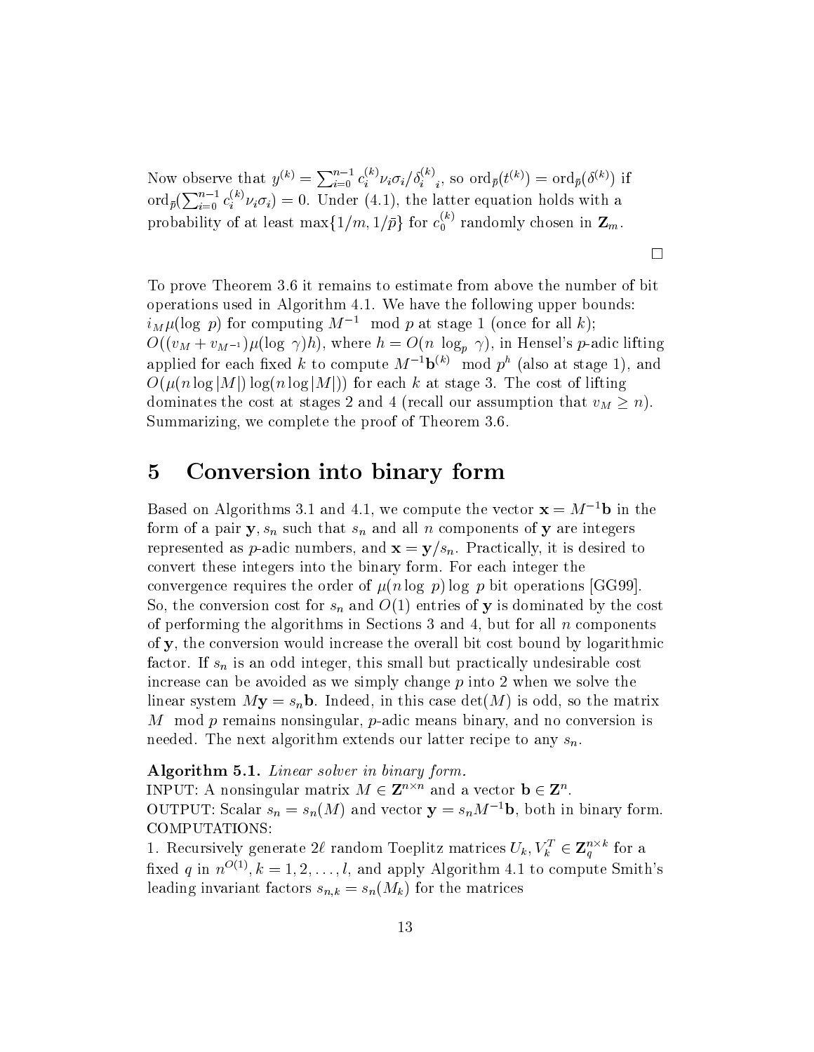Now observe that $y^{(k)} = \sum_{i=0}^{n-1} c_i^{(k)} \nu_i \sigma_i / \delta_i^{(k)}{}_i$, so $\mathrm{ord}_{\bar{p}}(t^{(k)}) = \mathrm{ord}_{\bar{p}}(\delta^{(k)})$ if $\mathrm{ord}_{\bar{p}}(\sum_{i=0}^{n-1} c_i^{(k)} \nu_i \sigma_i) = 0$. Under (4.1), the latter equation holds with a probability of at least $\max\{1/m, 1/\bar{p}\}$ for $c_0^{(k)}$ randomly chosen in $\mathbf{Z}_m$.

□

To prove Theorem 3.6 it remains to estimate from above the number of bit operations used in Algorithm 4.1. We have the following upper bounds: $i_M \mu(\log\ p)$ for computing $M^{-1} \mod p$ at stage 1 (once for all $k$); $O((v_M + v_{M^{-1}})\mu(\log\ \gamma)h)$, where $h = O(n\ \log_p\ \gamma)$, in Hensel's $p$-adic lifting applied for each fixed $k$ to compute $M^{-1}\mathbf{b}^{(k)} \mod p^h$ (also at stage 1), and $O(\mu(n \log |M|) \log(n \log |M|))$ for each $k$ at stage 3. The cost of lifting dominates the cost at stages 2 and 4 (recall our assumption that $v_M \geq n$). Summarizing, we complete the proof of Theorem 3.6.

# 5 Conversion into binary form

Based on Algorithms 3.1 and 4.1, we compute the vector $\mathbf{x} = M^{-1}\mathbf{b}$ in the form of a pair $\mathbf{y}, s_n$ such that $s_n$ and all $n$ components of $\mathbf{y}$ are integers represented as $p$-adic numbers, and $\mathbf{x} = \mathbf{y}/s_n$. Practically, it is desired to convert these integers into the binary form. For each integer the convergence requires the order of $\mu(n \log\ p) \log\ p$ bit operations [GG99]. So, the conversion cost for $s_n$ and $O(1)$ entries of $\mathbf{y}$ is dominated by the cost of performing the algorithms in Sections 3 and 4, but for all $n$ components of $\mathbf{y}$, the conversion would increase the overall bit cost bound by logarithmic factor. If $s_n$ is an odd integer, this small but practically undesirable cost increase can be avoided as we simply change $p$ into 2 when we solve the linear system $M\mathbf{y} = s_n\mathbf{b}$. Indeed, in this case $\det(M)$ is odd, so the matrix $M \mod p$ remains nonsingular, $p$-adic means binary, and no conversion is needed. The next algorithm extends our latter recipe to any $s_n$.

**Algorithm 5.1.** *Linear solver in binary form.*
INPUT: A nonsingular matrix $M \in \mathbf{Z}^{n\times n}$ and a vector $\mathbf{b} \in \mathbf{Z}^n$.
OUTPUT: Scalar $s_n = s_n(M)$ and vector $\mathbf{y} = s_n M^{-1}\mathbf{b}$, both in binary form.
COMPUTATIONS:
1. Recursively generate $2\ell$ random Toeplitz matrices $U_k, V_k^T \in \mathbf{Z}_q^{n\times k}$ for a fixed $q$ in $n^{O(1)}, k = 1, 2, \ldots, l$, and apply Algorithm 4.1 to compute Smith's leading invariant factors $s_{n,k} = s_n(M_k)$ for the matrices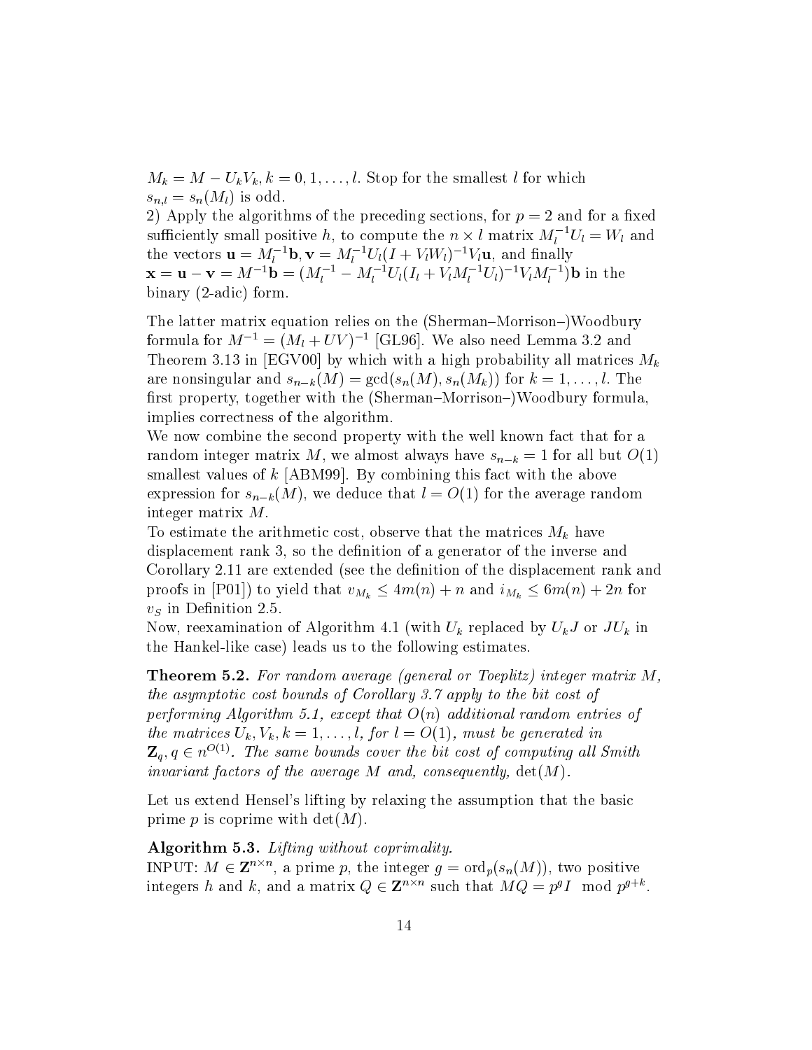$M_k = M - U_k V_k, k = 0, 1, \ldots, l$. Stop for the smallest $l$ for which $s_{n,l} = s_n(M_l)$ is odd.

2) Apply the algorithms of the preceding sections, for $p = 2$ and for a fixed sufficiently small positive $h$, to compute the $n \times l$ matrix $M_l^{-1} U_l = W_l$ and the vectors $\mathbf{u} = M_l^{-1}\mathbf{b}, \mathbf{v} = M_l^{-1} U_l (I + V_l W_l)^{-1} V_l \mathbf{u}$, and finally $\mathbf{x} = \mathbf{u} - \mathbf{v} = M^{-1}\mathbf{b} = (M_l^{-1} - M_l^{-1} U_l (I_l + V_l M_l^{-1} U_l)^{-1} V_l M_l^{-1})\mathbf{b}$ in the binary (2-adic) form.

The latter matrix equation relies on the (Sherman–Morrison–)Woodbury formula for $M^{-1} = (M_l + UV)^{-1}$ [GL96]. We also need Lemma 3.2 and Theorem 3.13 in [EGV00] by which with a high probability all matrices $M_k$ are nonsingular and $s_{n-k}(M) = \gcd(s_n(M), s_n(M_k))$ for $k = 1, \ldots, l$. The first property, together with the (Sherman–Morrison–)Woodbury formula, implies correctness of the algorithm.

We now combine the second property with the well known fact that for a random integer matrix $M$, we almost always have $s_{n-k} = 1$ for all but $O(1)$ smallest values of $k$ [ABM99]. By combining this fact with the above expression for $s_{n-k}(M)$, we deduce that $l = O(1)$ for the average random integer matrix $M$.

To estimate the arithmetic cost, observe that the matrices $M_k$ have displacement rank 3, so the definition of a generator of the inverse and Corollary 2.11 are extended (see the definition of the displacement rank and proofs in [P01]) to yield that $v_{M_k} \leq 4m(n) + n$ and $i_{M_k} \leq 6m(n) + 2n$ for $v_S$ in Definition 2.5.

Now, reexamination of Algorithm 4.1 (with $U_k$ replaced by $U_k J$ or $J U_k$ in the Hankel-like case) leads us to the following estimates.

**Theorem 5.2.** *For random average (general or Toeplitz) integer matrix $M$, the asymptotic cost bounds of Corollary 3.7 apply to the bit cost of performing Algorithm 5.1, except that $O(n)$ additional random entries of the matrices $U_k, V_k, k = 1, \ldots, l$, for $l = O(1)$, must be generated in $\mathbf{Z}_q, q \in n^{O(1)}$. The same bounds cover the bit cost of computing all Smith invariant factors of the average $M$ and, consequently, $\det(M)$.*

Let us extend Hensel's lifting by relaxing the assumption that the basic prime $p$ is coprime with $\det(M)$.

**Algorithm 5.3.** *Lifting without coprimality.*

INPUT: $M \in \mathbf{Z}^{n \times n}$, a prime $p$, the integer $g = \mathrm{ord}_p(s_n(M))$, two positive integers $h$ and $k$, and a matrix $Q \in \mathbf{Z}^{n \times n}$ such that $MQ = p^g I \mod p^{g+k}$.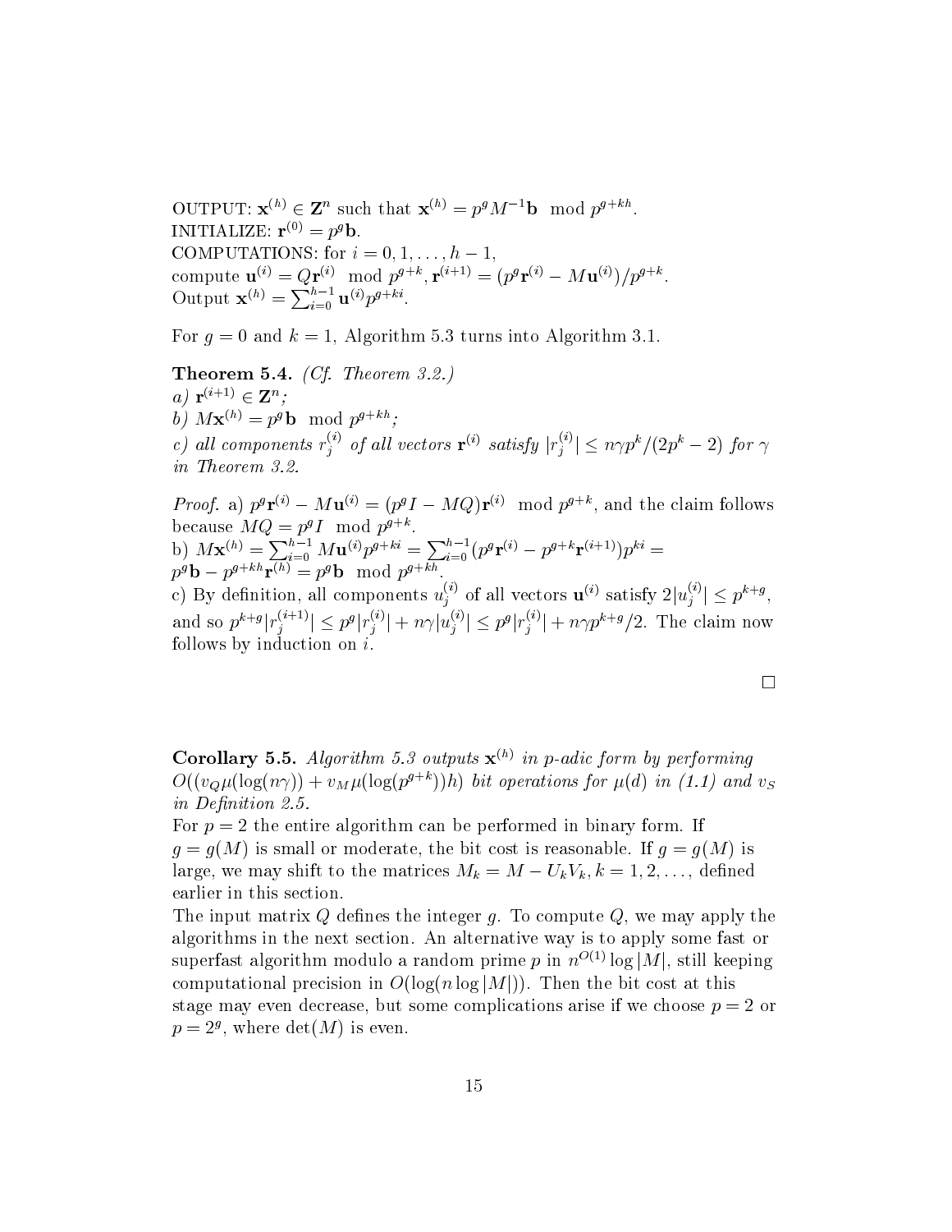OUTPUT: $\mathbf{x}^{(h)} \in \mathbf{Z}^n$ such that $\mathbf{x}^{(h)} = p^g M^{-1}\mathbf{b} \mod p^{g+kh}$.
INITIALIZE: $\mathbf{r}^{(0)} = p^g \mathbf{b}$.
COMPUTATIONS: for $i = 0, 1, \ldots, h-1$,
compute $\mathbf{u}^{(i)} = Q\mathbf{r}^{(i)} \mod p^{g+k}$, $\mathbf{r}^{(i+1)} = (p^g \mathbf{r}^{(i)} - M\mathbf{u}^{(i)})/p^{g+k}$.
Output $\mathbf{x}^{(h)} = \sum_{i=0}^{h-1} \mathbf{u}^{(i)} p^{g+ki}$.

For $g = 0$ and $k = 1$, Algorithm 5.3 turns into Algorithm 3.1.

**Theorem 5.4.** *(Cf. Theorem 3.2.)*
*a)* $\mathbf{r}^{(i+1)} \in \mathbf{Z}^n$*;*
*b)* $M\mathbf{x}^{(h)} = p^g \mathbf{b} \mod p^{g+kh}$*;*
*c) all components* $r_j^{(i)}$ *of all vectors* $\mathbf{r}^{(i)}$ *satisfy* $|r_j^{(i)}| \leq n\gamma p^k/(2p^k - 2)$ *for* $\gamma$ *in Theorem 3.2.*

*Proof.* a) $p^g \mathbf{r}^{(i)} - M\mathbf{u}^{(i)} = (p^g I - MQ)\mathbf{r}^{(i)} \mod p^{g+k}$, and the claim follows because $MQ = p^g I \mod p^{g+k}$.
b) $M\mathbf{x}^{(h)} = \sum_{i=0}^{h-1} M\mathbf{u}^{(i)} p^{g+ki} = \sum_{i=0}^{h-1} (p^g \mathbf{r}^{(i)} - p^{g+k}\mathbf{r}^{(i+1)}) p^{ki} =$
$p^g \mathbf{b} - p^{g+kh}\mathbf{r}^{(h)} = p^g \mathbf{b} \mod p^{g+kh}$.
c) By definition, all components $u_j^{(i)}$ of all vectors $\mathbf{u}^{(i)}$ satisfy $2|u_j^{(i)}| \leq p^{k+g}$, and so $p^{k+g}|r_j^{(i+1)}| \leq p^g |r_j^{(i)}| + n\gamma |u_j^{(i)}| \leq p^g |r_j^{(i)}| + n\gamma p^{k+g}/2$. The claim now follows by induction on $i$.

□

**Corollary 5.5.** *Algorithm 5.3 outputs* $\mathbf{x}^{(h)}$ *in p-adic form by performing* $O((v_Q \mu(\log(n\gamma)) + v_M \mu(\log(p^{g+k}))h)$ *bit operations for* $\mu(d)$ *in (1.1) and* $v_S$ *in Definition 2.5.*

For $p = 2$ the entire algorithm can be performed in binary form. If $g = g(M)$ is small or moderate, the bit cost is reasonable. If $g = g(M)$ is large, we may shift to the matrices $M_k = M - U_k V_k$, $k = 1, 2, \ldots$, defined earlier in this section.

The input matrix $Q$ defines the integer $g$. To compute $Q$, we may apply the algorithms in the next section. An alternative way is to apply some fast or superfast algorithm modulo a random prime $p$ in $n^{O(1)} \log |M|$, still keeping computational precision in $O(\log(n \log |M|))$. Then the bit cost at this stage may even decrease, but some complications arise if we choose $p = 2$ or $p = 2^g$, where $\det(M)$ is even.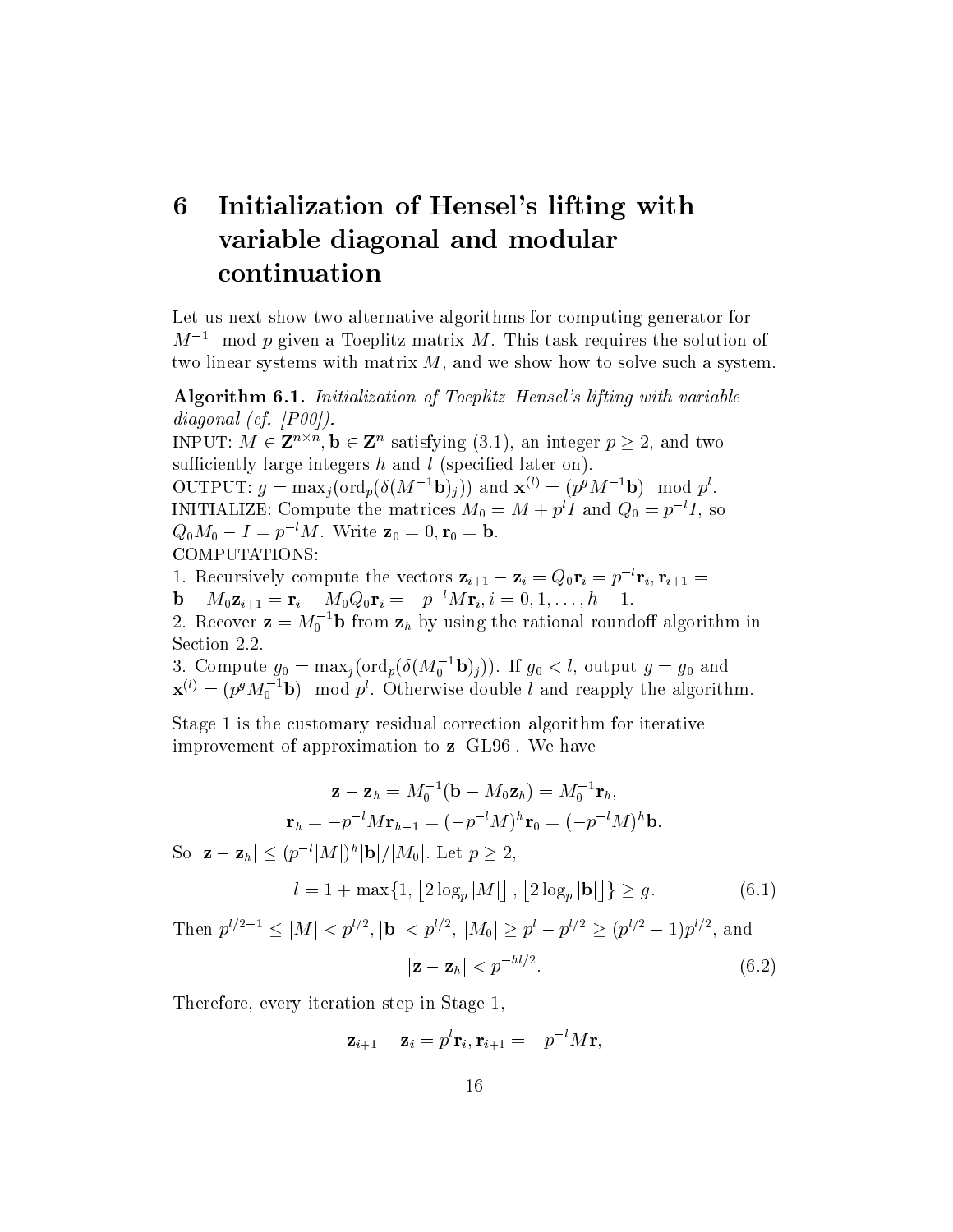# 6 Initialization of Hensel's lifting with variable diagonal and modular continuation

Let us next show two alternative algorithms for computing generator for $M^{-1} \mod p$ given a Toeplitz matrix $M$. This task requires the solution of two linear systems with matrix $M$, and we show how to solve such a system.

**Algorithm 6.1.** *Initialization of Toeplitz–Hensel's lifting with variable diagonal (cf. [P00]).*
INPUT: $M \in \mathbf{Z}^{n \times n}$, $\mathbf{b} \in \mathbf{Z}^n$ satisfying (3.1), an integer $p \geq 2$, and two sufficiently large integers $h$ and $l$ (specified later on).
OUTPUT: $g = \max_j(\text{ord}_p(\delta(M^{-1}\mathbf{b})_j))$ and $\mathbf{x}^{(l)} = (p^g M^{-1}\mathbf{b}) \mod p^l$.
INITIALIZE: Compute the matrices $M_0 = M + p^l I$ and $Q_0 = p^{-l} I$, so $Q_0 M_0 - I = p^{-l} M$. Write $\mathbf{z}_0 = 0, \mathbf{r}_0 = \mathbf{b}$.
COMPUTATIONS:
1. Recursively compute the vectors $\mathbf{z}_{i+1} - \mathbf{z}_i = Q_0 \mathbf{r}_i = p^{-l}\mathbf{r}_i, \mathbf{r}_{i+1} = \mathbf{b} - M_0 \mathbf{z}_{i+1} = \mathbf{r}_i - M_0 Q_0 \mathbf{r}_i = -p^{-l} M \mathbf{r}_i, i = 0, 1, \ldots, h-1$.
2. Recover $\mathbf{z} = M_0^{-1}\mathbf{b}$ from $\mathbf{z}_h$ by using the rational roundoff algorithm in Section 2.2.
3. Compute $g_0 = \max_j(\text{ord}_p(\delta(M_0^{-1}\mathbf{b})_j))$. If $g_0 < l$, output $g = g_0$ and $\mathbf{x}^{(l)} = (p^g M_0^{-1}\mathbf{b}) \mod p^l$. Otherwise double $l$ and reapply the algorithm.

Stage 1 is the customary residual correction algorithm for iterative improvement of approximation to $\mathbf{z}$ [GL96]. We have

$$\mathbf{z} - \mathbf{z}_h = M_0^{-1}(\mathbf{b} - M_0 \mathbf{z}_h) = M_0^{-1}\mathbf{r}_h,$$

$$\mathbf{r}_h = -p^{-l} M \mathbf{r}_{h-1} = (-p^{-l}M)^h \mathbf{r}_0 = (-p^{-l}M)^h \mathbf{b}.$$

So $|\mathbf{z} - \mathbf{z}_h| \leq (p^{-l}|M|)^h |\mathbf{b}| / |M_0|$. Let $p \geq 2$,

$$l = 1 + \max\{1, \lfloor 2\log_p |M| \rfloor, \lfloor 2\log_p |\mathbf{b}| \rfloor\} \geq g. \tag{6.1}$$

Then $p^{l/2-1} \leq |M| < p^{l/2}$, $|\mathbf{b}| < p^{l/2}$, $|M_0| \geq p^l - p^{l/2} \geq (p^{l/2} - 1)p^{l/2}$, and

$$|\mathbf{z} - \mathbf{z}_h| < p^{-hl/2}. \tag{6.2}$$

Therefore, every iteration step in Stage 1,

$$\mathbf{z}_{i+1} - \mathbf{z}_i = p^l \mathbf{r}_i, \mathbf{r}_{i+1} = -p^{-l} M \mathbf{r},$$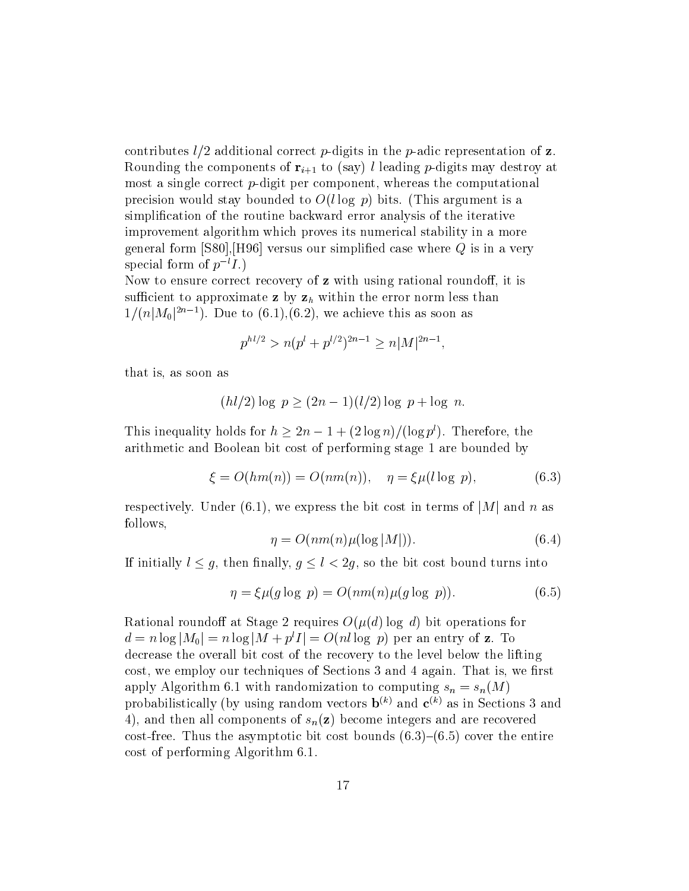contributes $l/2$ additional correct $p$-digits in the $p$-adic representation of $\mathbf{z}$. Rounding the components of $\mathbf{r}_{i+1}$ to (say) $l$ leading $p$-digits may destroy at most a single correct $p$-digit per component, whereas the computational precision would stay bounded to $O(l \log\ p)$ bits. (This argument is a simplification of the routine backward error analysis of the iterative improvement algorithm which proves its numerical stability in a more general form [S80],[H96] versus our simplified case where $Q$ is in a very special form of $p^{-l}I$.)

Now to ensure correct recovery of $\mathbf{z}$ with using rational roundoff, it is sufficient to approximate $\mathbf{z}$ by $\mathbf{z}_h$ within the error norm less than $1/(n|M_0|^{2n-1})$. Due to (6.1),(6.2), we achieve this as soon as

$$p^{hl/2} > n(p^l + p^{l/2})^{2n-1} \geq n|M|^{2n-1},$$

that is, as soon as

$$(hl/2) \log\ p \geq (2n-1)(l/2) \log\ p + \log\ n.$$

This inequality holds for $h \geq 2n - 1 + (2 \log n)/(\log p^l)$. Therefore, the arithmetic and Boolean bit cost of performing stage 1 are bounded by

$$\xi = O(hm(n)) = O(nm(n)), \quad \eta = \xi\mu(l \log\ p), \tag{6.3}$$

respectively. Under (6.1), we express the bit cost in terms of $|M|$ and $n$ as follows,

$$\eta = O(nm(n)\mu(\log |M|)). \tag{6.4}$$

If initially $l \leq g$, then finally, $g \leq l < 2g$, so the bit cost bound turns into

$$\eta = \xi\mu(g \log\ p) = O(nm(n)\mu(g \log\ p)). \tag{6.5}$$

Rational roundoff at Stage 2 requires $O(\mu(d) \log\ d)$ bit operations for $d = n \log |M_0| = n \log |M + p^l I| = O(nl \log\ p)$ per an entry of $\mathbf{z}$. To decrease the overall bit cost of the recovery to the level below the lifting cost, we employ our techniques of Sections 3 and 4 again. That is, we first apply Algorithm 6.1 with randomization to computing $s_n = s_n(M)$ probabilistically (by using random vectors $\mathbf{b}^{(k)}$ and $\mathbf{c}^{(k)}$ as in Sections 3 and 4), and then all components of $s_n(\mathbf{z})$ become integers and are recovered cost-free. Thus the asymptotic bit cost bounds (6.3)–(6.5) cover the entire cost of performing Algorithm 6.1.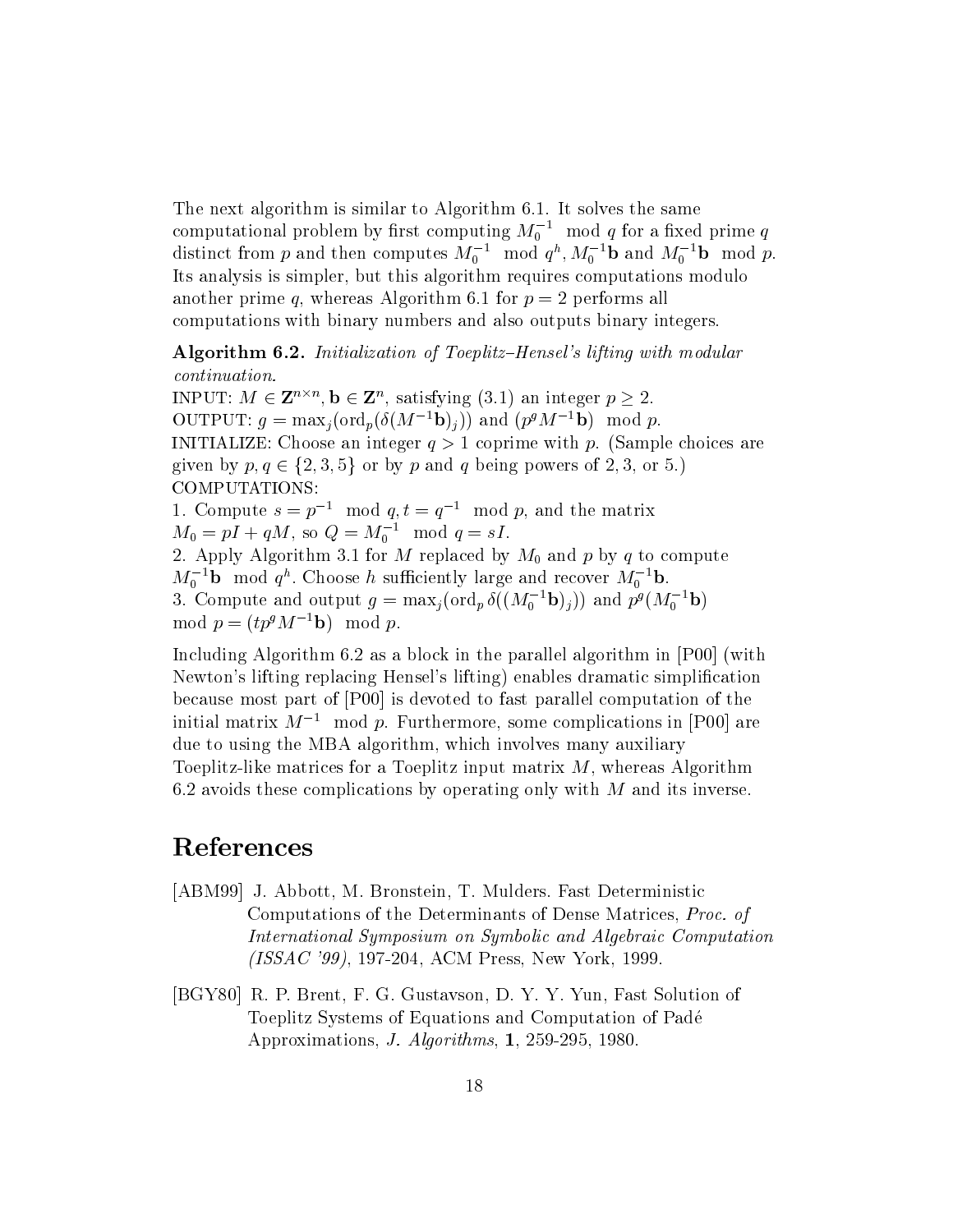The next algorithm is similar to Algorithm 6.1. It solves the same computational problem by first computing $M_0^{-1} \mod q$ for a fixed prime $q$ distinct from $p$ and then computes $M_0^{-1} \mod q^h$, $M_0^{-1}\mathbf{b}$ and $M_0^{-1}\mathbf{b} \mod p$. Its analysis is simpler, but this algorithm requires computations modulo another prime $q$, whereas Algorithm 6.1 for $p = 2$ performs all computations with binary numbers and also outputs binary integers.

**Algorithm 6.2.** *Initialization of Toeplitz–Hensel's lifting with modular continuation.*

INPUT: $M \in \mathbf{Z}^{n \times n}$, $\mathbf{b} \in \mathbf{Z}^n$, satisfying (3.1) an integer $p \geq 2$.

OUTPUT: $g = \max_j(\text{ord}_p(\delta(M^{-1}\mathbf{b})_j))$ and $(p^g M^{-1}\mathbf{b}) \mod p$.

INITIALIZE: Choose an integer $q > 1$ coprime with $p$. (Sample choices are given by $p, q \in \{2, 3, 5\}$ or by $p$ and $q$ being powers of $2, 3$, or $5$.)

COMPUTATIONS:

1. Compute $s = p^{-1} \mod q, t = q^{-1} \mod p$, and the matrix $M_0 = pI + qM$, so $Q = M_0^{-1} \mod q = sI$.
2. Apply Algorithm 3.1 for $M$ replaced by $M_0$ and $p$ by $q$ to compute $M_0^{-1}\mathbf{b} \mod q^h$. Choose $h$ sufficiently large and recover $M_0^{-1}\mathbf{b}$.
3. Compute and output $g = \max_j(\text{ord}_p \, \delta((M_0^{-1}\mathbf{b})_j))$ and $p^g(M_0^{-1}\mathbf{b}) \mod p = (tp^g M^{-1}\mathbf{b}) \mod p$.

Including Algorithm 6.2 as a block in the parallel algorithm in [P00] (with Newton's lifting replacing Hensel's lifting) enables dramatic simplification because most part of [P00] is devoted to fast parallel computation of the initial matrix $M^{-1} \mod p$. Furthermore, some complications in [P00] are due to using the MBA algorithm, which involves many auxiliary Toeplitz-like matrices for a Toeplitz input matrix $M$, whereas Algorithm 6.2 avoids these complications by operating only with $M$ and its inverse.

# References

[ABM99] J. Abbott, M. Bronstein, T. Mulders. Fast Deterministic Computations of the Determinants of Dense Matrices, *Proc. of International Symposium on Symbolic and Algebraic Computation (ISSAC '99)*, 197-204, ACM Press, New York, 1999.

[BGY80] R. P. Brent, F. G. Gustavson, D. Y. Y. Yun, Fast Solution of Toeplitz Systems of Equations and Computation of Padé Approximations, *J. Algorithms*, **1**, 259-295, 1980.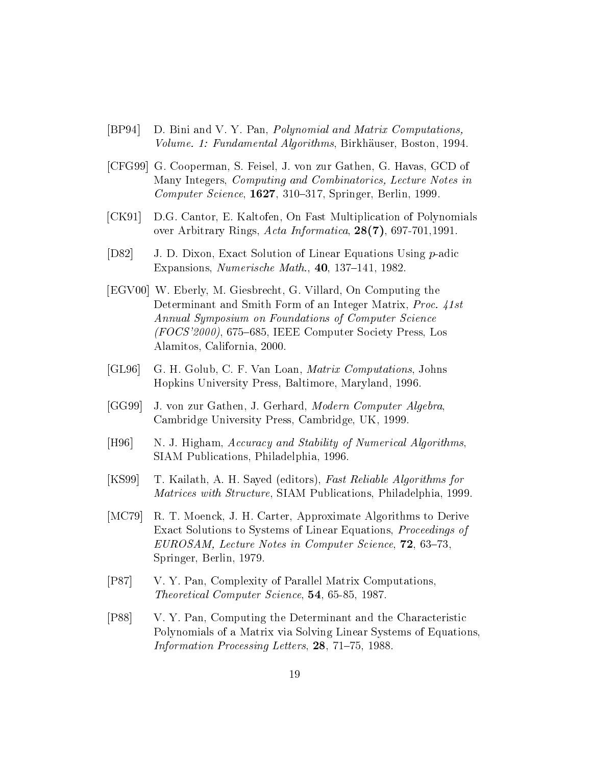[BP94] D. Bini and V. Y. Pan, *Polynomial and Matrix Computations, Volume. 1: Fundamental Algorithms*, Birkhäuser, Boston, 1994.

[CFG99] G. Cooperman, S. Feisel, J. von zur Gathen, G. Havas, GCD of Many Integers, *Computing and Combinatorics, Lecture Notes in Computer Science*, **1627**, 310–317, Springer, Berlin, 1999.

[CK91] D.G. Cantor, E. Kaltofen, On Fast Multiplication of Polynomials over Arbitrary Rings, *Acta Informatica*, **28(7)**, 697-701,1991.

[D82] J. D. Dixon, Exact Solution of Linear Equations Using $p$-adic Expansions, *Numerische Math.*, **40**, 137–141, 1982.

[EGV00] W. Eberly, M. Giesbrecht, G. Villard, On Computing the Determinant and Smith Form of an Integer Matrix, *Proc. 41st Annual Symposium on Foundations of Computer Science (FOCS'2000)*, 675–685, IEEE Computer Society Press, Los Alamitos, California, 2000.

[GL96] G. H. Golub, C. F. Van Loan, *Matrix Computations*, Johns Hopkins University Press, Baltimore, Maryland, 1996.

[GG99] J. von zur Gathen, J. Gerhard, *Modern Computer Algebra*, Cambridge University Press, Cambridge, UK, 1999.

[H96] N. J. Higham, *Accuracy and Stability of Numerical Algorithms*, SIAM Publications, Philadelphia, 1996.

[KS99] T. Kailath, A. H. Sayed (editors), *Fast Reliable Algorithms for Matrices with Structure*, SIAM Publications, Philadelphia, 1999.

[MC79] R. T. Moenck, J. H. Carter, Approximate Algorithms to Derive Exact Solutions to Systems of Linear Equations, *Proceedings of EUROSAM, Lecture Notes in Computer Science*, **72**, 63–73, Springer, Berlin, 1979.

[P87] V. Y. Pan, Complexity of Parallel Matrix Computations, *Theoretical Computer Science*, **54**, 65-85, 1987.

[P88] V. Y. Pan, Computing the Determinant and the Characteristic Polynomials of a Matrix via Solving Linear Systems of Equations, *Information Processing Letters*, **28**, 71–75, 1988.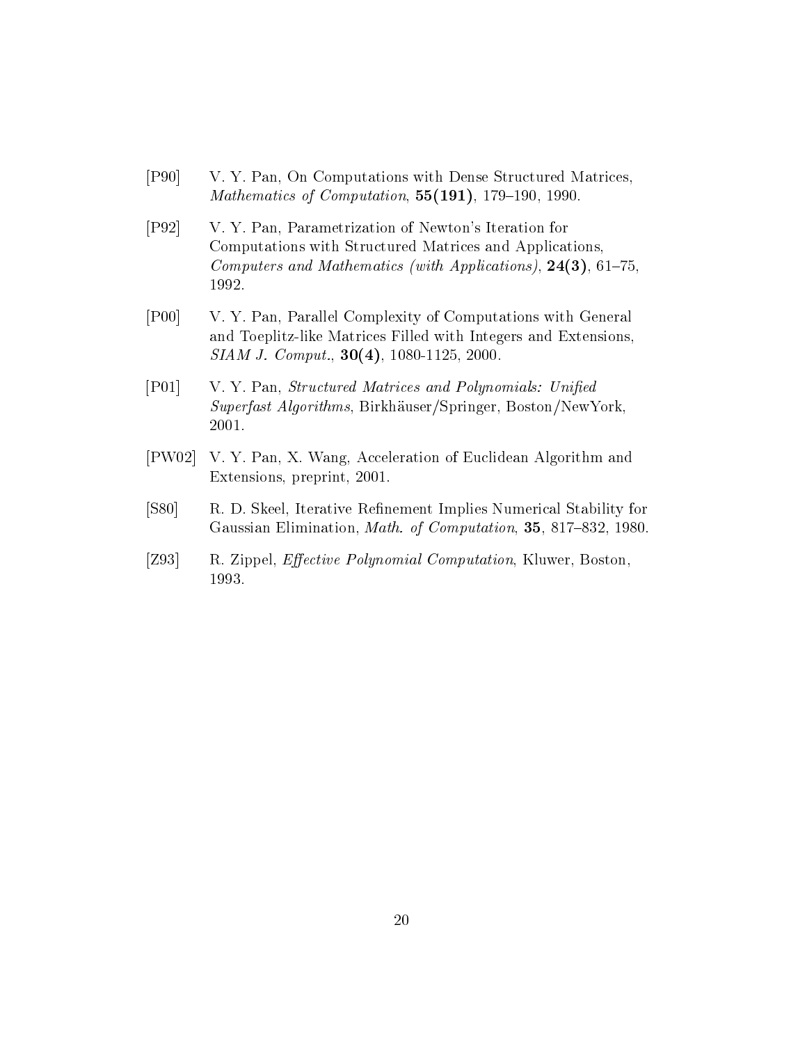[P90] V. Y. Pan, On Computations with Dense Structured Matrices, *Mathematics of Computation*, **55(191)**, 179–190, 1990.

[P92] V. Y. Pan, Parametrization of Newton's Iteration for Computations with Structured Matrices and Applications, *Computers and Mathematics (with Applications)*, **24(3)**, 61–75, 1992.

[P00] V. Y. Pan, Parallel Complexity of Computations with General and Toeplitz-like Matrices Filled with Integers and Extensions, *SIAM J. Comput.*, **30(4)**, 1080-1125, 2000.

[P01] V. Y. Pan, *Structured Matrices and Polynomials: Unified Superfast Algorithms*, Birkhäuser/Springer, Boston/NewYork, 2001.

[PW02] V. Y. Pan, X. Wang, Acceleration of Euclidean Algorithm and Extensions, preprint, 2001.

[S80] R. D. Skeel, Iterative Refinement Implies Numerical Stability for Gaussian Elimination, *Math. of Computation*, **35**, 817–832, 1980.

[Z93] R. Zippel, *Effective Polynomial Computation*, Kluwer, Boston, 1993.